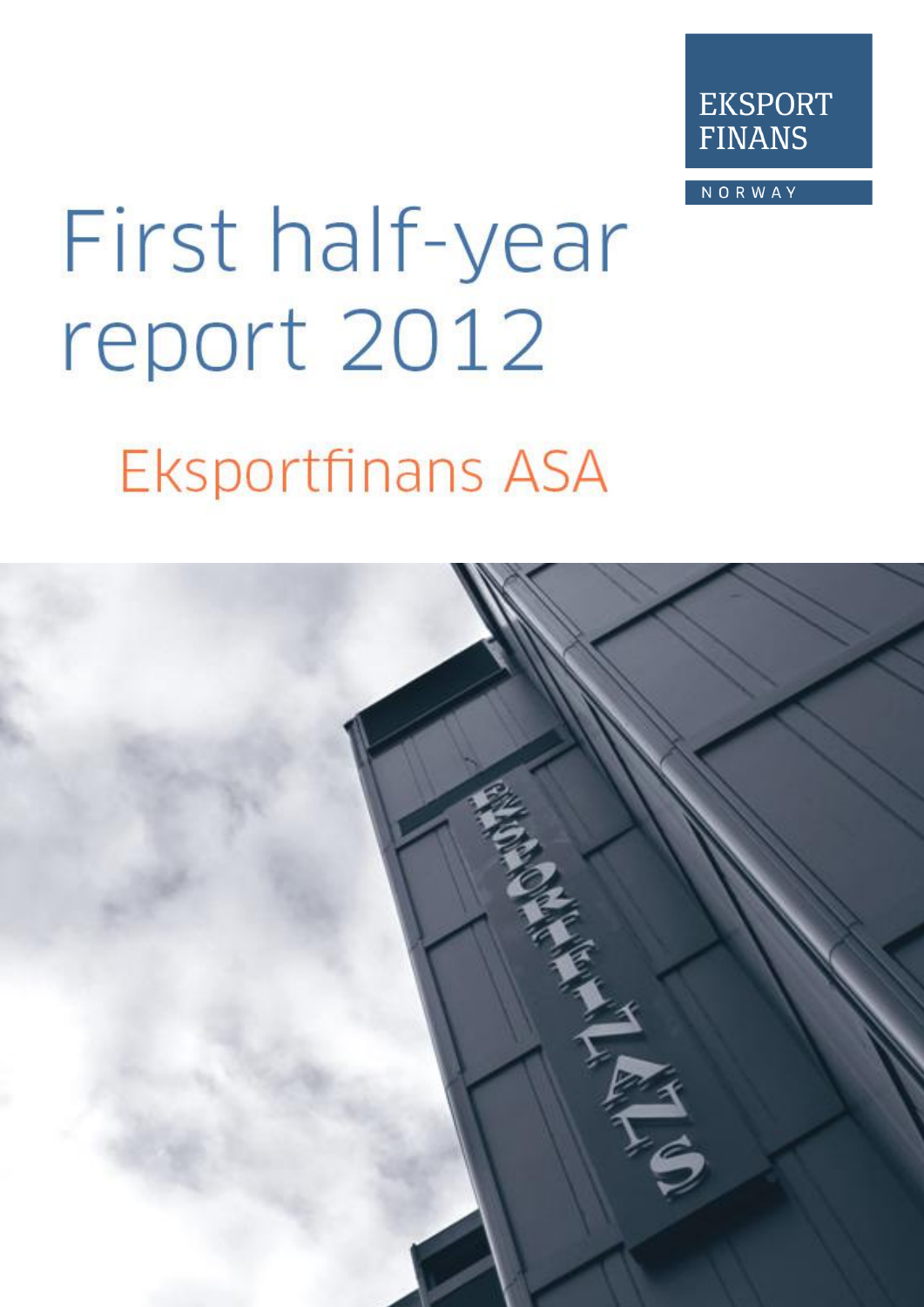EKSPORT FINANS

NORWAY

# First half-year report 2012

## Eksportfinans ASA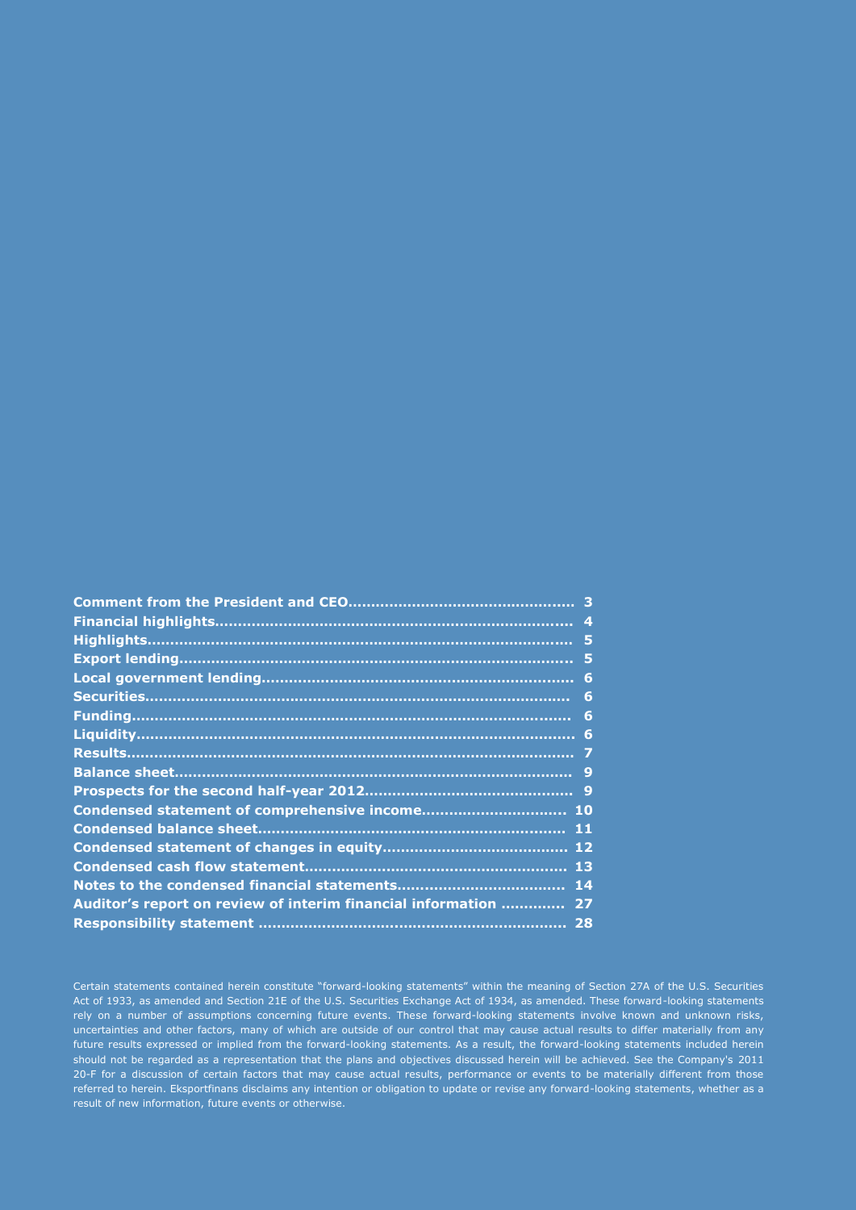| | |
|---|---|
| **Comment from the President and CEO** | **3** |
| **Financial highlights** | **4** |
| **Highlights** | **5** |
| **Export lending** | **5** |
| **Local government lending** | **6** |
| **Securities** | **6** |
| **Funding** | **6** |
| **Liquidity** | **6** |
| **Results** | **7** |
| **Balance sheet** | **9** |
| **Prospects for the second half-year 2012** | **9** |
| **Condensed statement of comprehensive income** | **10** |
| **Condensed balance sheet** | **11** |
| **Condensed statement of changes in equity** | **12** |
| **Condensed cash flow statement** | **13** |
| **Notes to the condensed financial statements** | **14** |
| **Auditor's report on review of interim financial information** | **27** |
| **Responsibility statement** | **28** |

Certain statements contained herein constitute "forward-looking statements" within the meaning of Section 27A of the U.S. Securities Act of 1933, as amended and Section 21E of the U.S. Securities Exchange Act of 1934, as amended. These forward-looking statements rely on a number of assumptions concerning future events. These forward-looking statements involve known and unknown risks, uncertainties and other factors, many of which are outside of our control that may cause actual results to differ materially from any future results expressed or implied from the forward-looking statements. As a result, the forward-looking statements included herein should not be regarded as a representation that the plans and objectives discussed herein will be achieved. See the Company's 2011 20-F for a discussion of certain factors that may cause actual results, performance or events to be materially different from those referred to herein. Eksportfinans disclaims any intention or obligation to update or revise any forward-looking statements, whether as a result of new information, future events or otherwise.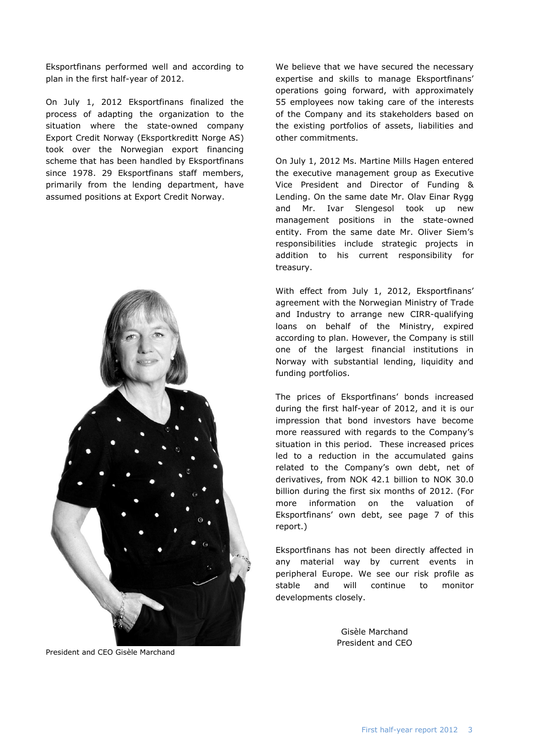Eksportfinans performed well and according to plan in the first half-year of 2012.

On July 1, 2012 Eksportfinans finalized the process of adapting the organization to the situation where the state-owned company Export Credit Norway (Eksportkreditt Norge AS) took over the Norwegian export financing scheme that has been handled by Eksportfinans since 1978. 29 Eksportfinans staff members, primarily from the lending department, have assumed positions at Export Credit Norway.

President and CEO Gisèle Marchand

We believe that we have secured the necessary expertise and skills to manage Eksportfinans' operations going forward, with approximately 55 employees now taking care of the interests of the Company and its stakeholders based on the existing portfolios of assets, liabilities and other commitments.

On July 1, 2012 Ms. Martine Mills Hagen entered the executive management group as Executive Vice President and Director of Funding & Lending. On the same date Mr. Olav Einar Rygg and Mr. Ivar Slengesol took up new management positions in the state-owned entity. From the same date Mr. Oliver Siem's responsibilities include strategic projects in addition to his current responsibility for treasury.

With effect from July 1, 2012, Eksportfinans' agreement with the Norwegian Ministry of Trade and Industry to arrange new CIRR-qualifying loans on behalf of the Ministry, expired according to plan. However, the Company is still one of the largest financial institutions in Norway with substantial lending, liquidity and funding portfolios.

The prices of Eksportfinans' bonds increased during the first half-year of 2012, and it is our impression that bond investors have become more reassured with regards to the Company's situation in this period. These increased prices led to a reduction in the accumulated gains related to the Company's own debt, net of derivatives, from NOK 42.1 billion to NOK 30.0 billion during the first six months of 2012. (For more information on the valuation of Eksportfinans' own debt, see page 7 of this report.)

Eksportfinans has not been directly affected in any material way by current events in peripheral Europe. We see our risk profile as stable and will continue to monitor developments closely.

Gisèle Marchand
President and CEO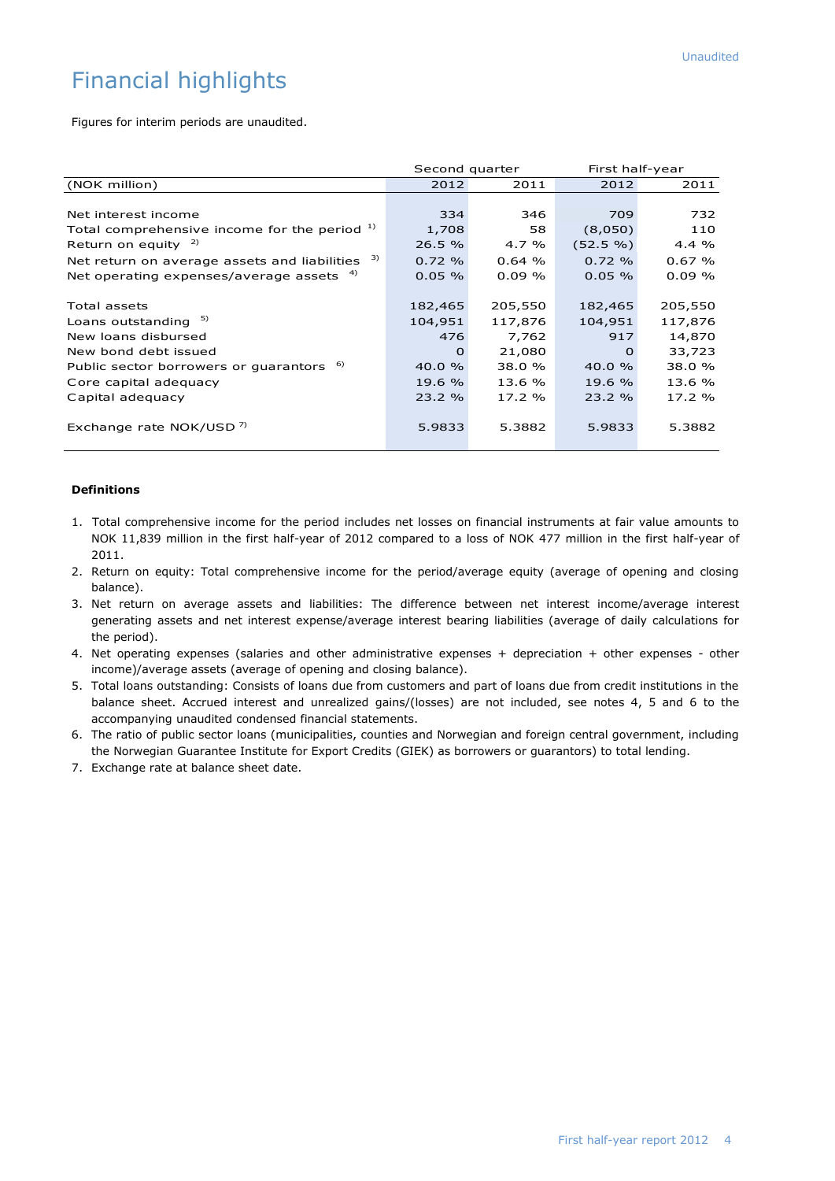# Financial highlights

Figures for interim periods are unaudited.

| | Second quarter | | First half-year | |
|---|---|---|---|---|
| (NOK million) | 2012 | 2011 | 2012 | 2011 |
| | | | | |
| Net interest income | 334 | 346 | 709 | 732 |
| Total comprehensive income for the period [1)] | 1,708 | 58 | (8,050) | 110 |
| Return on equity [2)] | 26.5 % | 4.7 % | (52.5 %) | 4.4 % |
| Net return on average assets and liabilities [3)] | 0.72 % | 0.64 % | 0.72 % | 0.67 % |
| Net operating expenses/average assets [4)] | 0.05 % | 0.09 % | 0.05 % | 0.09 % |
| | | | | |
| Total assets | 182,465 | 205,550 | 182,465 | 205,550 |
| Loans outstanding [5)] | 104,951 | 117,876 | 104,951 | 117,876 |
| New loans disbursed | 476 | 7,762 | 917 | 14,870 |
| New bond debt issued | 0 | 21,080 | 0 | 33,723 |
| Public sector borrowers or guarantors [6)] | 40.0 % | 38.0 % | 40.0 % | 38.0 % |
| Core capital adequacy | 19.6 % | 13.6 % | 19.6 % | 13.6 % |
| Capital adequacy | 23.2 % | 17.2 % | 23.2 % | 17.2 % |
| | | | | |
| Exchange rate NOK/USD [7)] | 5.9833 | 5.3882 | 5.9833 | 5.3882 |

**Definitions**

1. Total comprehensive income for the period includes net losses on financial instruments at fair value amounts to NOK 11,839 million in the first half-year of 2012 compared to a loss of NOK 477 million in the first half-year of 2011.
2. Return on equity: Total comprehensive income for the period/average equity (average of opening and closing balance).
3. Net return on average assets and liabilities: The difference between net interest income/average interest generating assets and net interest expense/average interest bearing liabilities (average of daily calculations for the period).
4. Net operating expenses (salaries and other administrative expenses + depreciation + other expenses - other income)/average assets (average of opening and closing balance).
5. Total loans outstanding: Consists of loans due from customers and part of loans due from credit institutions in the balance sheet. Accrued interest and unrealized gains/(losses) are not included, see notes 4, 5 and 6 to the accompanying unaudited condensed financial statements.
6. The ratio of public sector loans (municipalities, counties and Norwegian and foreign central government, including the Norwegian Guarantee Institute for Export Credits (GIEK) as borrowers or guarantors) to total lending.
7. Exchange rate at balance sheet date.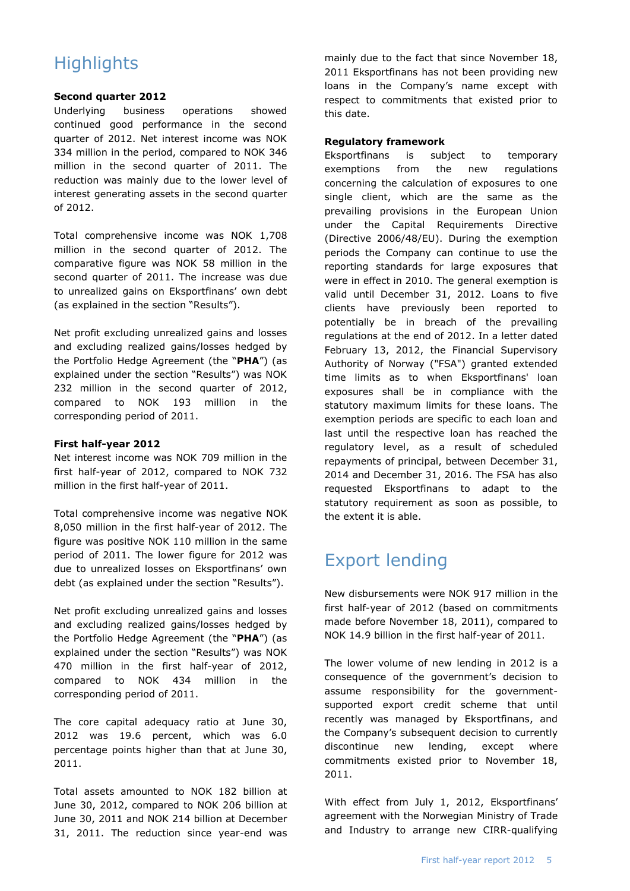# Highlights

### Second quarter 2012

Underlying business operations showed continued good performance in the second quarter of 2012. Net interest income was NOK 334 million in the period, compared to NOK 346 million in the second quarter of 2011. The reduction was mainly due to the lower level of interest generating assets in the second quarter of 2012.

Total comprehensive income was NOK 1,708 million in the second quarter of 2012. The comparative figure was NOK 58 million in the second quarter of 2011. The increase was due to unrealized gains on Eksportfinans' own debt (as explained in the section "Results").

Net profit excluding unrealized gains and losses and excluding realized gains/losses hedged by the Portfolio Hedge Agreement (the "**PHA**") (as explained under the section "Results") was NOK 232 million in the second quarter of 2012, compared to NOK 193 million in the corresponding period of 2011.

### First half-year 2012

Net interest income was NOK 709 million in the first half-year of 2012, compared to NOK 732 million in the first half-year of 2011.

Total comprehensive income was negative NOK 8,050 million in the first half-year of 2012. The figure was positive NOK 110 million in the same period of 2011. The lower figure for 2012 was due to unrealized losses on Eksportfinans' own debt (as explained under the section "Results").

Net profit excluding unrealized gains and losses and excluding realized gains/losses hedged by the Portfolio Hedge Agreement (the "**PHA**") (as explained under the section "Results") was NOK 470 million in the first half-year of 2012, compared to NOK 434 million in the corresponding period of 2011.

The core capital adequacy ratio at June 30, 2012 was 19.6 percent, which was 6.0 percentage points higher than that at June 30, 2011.

Total assets amounted to NOK 182 billion at June 30, 2012, compared to NOK 206 billion at June 30, 2011 and NOK 214 billion at December 31, 2011. The reduction since year-end was mainly due to the fact that since November 18, 2011 Eksportfinans has not been providing new loans in the Company's name except with respect to commitments that existed prior to this date.

### Regulatory framework

Eksportfinans is subject to temporary exemptions from the new regulations concerning the calculation of exposures to one single client, which are the same as the prevailing provisions in the European Union under the Capital Requirements Directive (Directive 2006/48/EU). During the exemption periods the Company can continue to use the reporting standards for large exposures that were in effect in 2010. The general exemption is valid until December 31, 2012. Loans to five clients have previously been reported to potentially be in breach of the prevailing regulations at the end of 2012. In a letter dated February 13, 2012, the Financial Supervisory Authority of Norway ("FSA") granted extended time limits as to when Eksportfinans' loan exposures shall be in compliance with the statutory maximum limits for these loans. The exemption periods are specific to each loan and last until the respective loan has reached the regulatory level, as a result of scheduled repayments of principal, between December 31, 2014 and December 31, 2016. The FSA has also requested Eksportfinans to adapt to the statutory requirement as soon as possible, to the extent it is able.

# Export lending

New disbursements were NOK 917 million in the first half-year of 2012 (based on commitments made before November 18, 2011), compared to NOK 14.9 billion in the first half-year of 2011.

The lower volume of new lending in 2012 is a consequence of the government's decision to assume responsibility for the government-supported export credit scheme that until recently was managed by Eksportfinans, and the Company's subsequent decision to currently discontinue new lending, except where commitments existed prior to November 18, 2011.

With effect from July 1, 2012, Eksportfinans' agreement with the Norwegian Ministry of Trade and Industry to arrange new CIRR-qualifying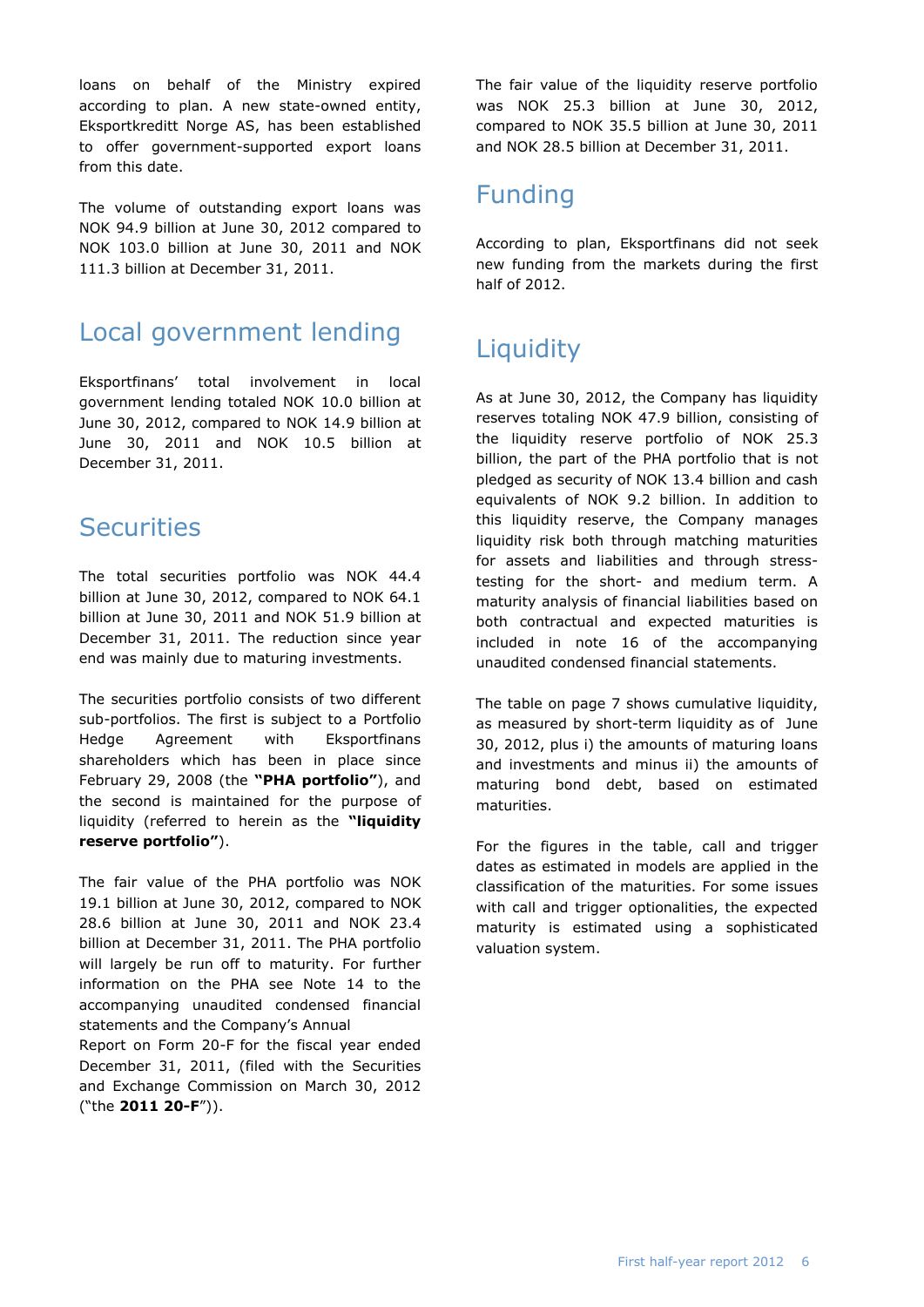loans on behalf of the Ministry expired according to plan. A new state-owned entity, Eksportkreditt Norge AS, has been established to offer government-supported export loans from this date.

The volume of outstanding export loans was NOK 94.9 billion at June 30, 2012 compared to NOK 103.0 billion at June 30, 2011 and NOK 111.3 billion at December 31, 2011.

## Local government lending

Eksportfinans' total involvement in local government lending totaled NOK 10.0 billion at June 30, 2012, compared to NOK 14.9 billion at June 30, 2011 and NOK 10.5 billion at December 31, 2011.

## Securities

The total securities portfolio was NOK 44.4 billion at June 30, 2012, compared to NOK 64.1 billion at June 30, 2011 and NOK 51.9 billion at December 31, 2011. The reduction since year end was mainly due to maturing investments.

The securities portfolio consists of two different sub-portfolios. The first is subject to a Portfolio Hedge Agreement with Eksportfinans shareholders which has been in place since February 29, 2008 (the **"PHA portfolio"**), and the second is maintained for the purpose of liquidity (referred to herein as the **"liquidity reserve portfolio"**).

The fair value of the PHA portfolio was NOK 19.1 billion at June 30, 2012, compared to NOK 28.6 billion at June 30, 2011 and NOK 23.4 billion at December 31, 2011. The PHA portfolio will largely be run off to maturity. For further information on the PHA see Note 14 to the accompanying unaudited condensed financial statements and the Company's Annual Report on Form 20-F for the fiscal year ended December 31, 2011, (filed with the Securities and Exchange Commission on March 30, 2012 ("the **2011 20-F**")).

The fair value of the liquidity reserve portfolio was NOK 25.3 billion at June 30, 2012, compared to NOK 35.5 billion at June 30, 2011 and NOK 28.5 billion at December 31, 2011.

## Funding

According to plan, Eksportfinans did not seek new funding from the markets during the first half of 2012.

## Liquidity

As at June 30, 2012, the Company has liquidity reserves totaling NOK 47.9 billion, consisting of the liquidity reserve portfolio of NOK 25.3 billion, the part of the PHA portfolio that is not pledged as security of NOK 13.4 billion and cash equivalents of NOK 9.2 billion. In addition to this liquidity reserve, the Company manages liquidity risk both through matching maturities for assets and liabilities and through stress-testing for the short- and medium term. A maturity analysis of financial liabilities based on both contractual and expected maturities is included in note 16 of the accompanying unaudited condensed financial statements.

The table on page 7 shows cumulative liquidity, as measured by short-term liquidity as of June 30, 2012, plus i) the amounts of maturing loans and investments and minus ii) the amounts of maturing bond debt, based on estimated maturities.

For the figures in the table, call and trigger dates as estimated in models are applied in the classification of the maturities. For some issues with call and trigger optionalities, the expected maturity is estimated using a sophisticated valuation system.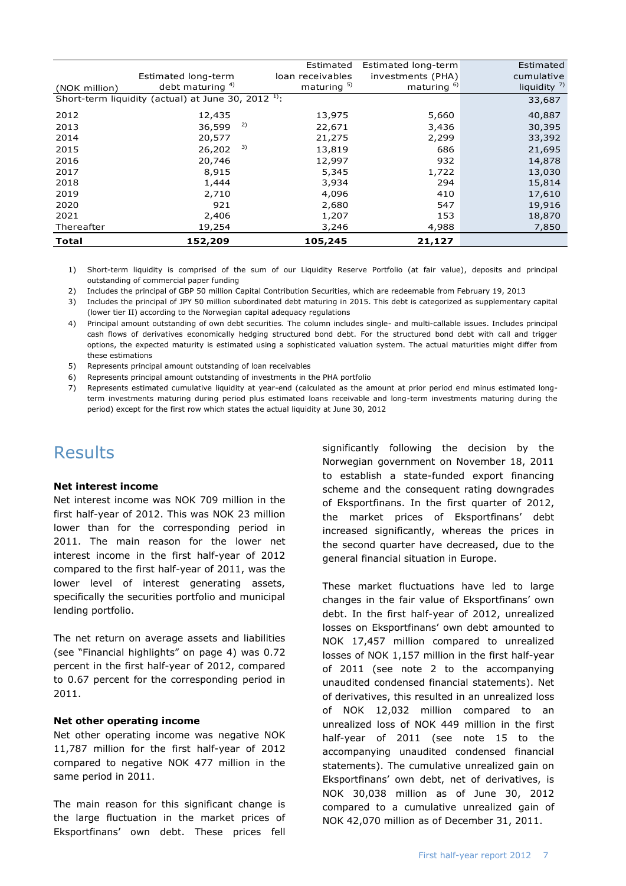| (NOK million) | Estimated long-term debt maturing [4] | Estimated loan receivables maturing [5] | Estimated long-term investments (PHA) maturing [6] | Estimated cumulative liquidity [7] |
|---|---|---|---|---|
| Short-term liquidity (actual) at June 30, 2012 [1]: | | | | 33,687 |
| 2012 | 12,435 | 13,975 | 5,660 | 40,887 |
| 2013 | 36,599 [2] | 22,671 | 3,436 | 30,395 |
| 2014 | 20,577 | 21,275 | 2,299 | 33,392 |
| 2015 | 26,202 [3] | 13,819 | 686 | 21,695 |
| 2016 | 20,746 | 12,997 | 932 | 14,878 |
| 2017 | 8,915 | 5,345 | 1,722 | 13,030 |
| 2018 | 1,444 | 3,934 | 294 | 15,814 |
| 2019 | 2,710 | 4,096 | 410 | 17,610 |
| 2020 | 921 | 2,680 | 547 | 19,916 |
| 2021 | 2,406 | 1,207 | 153 | 18,870 |
| Thereafter | 19,254 | 3,246 | 4,988 | 7,850 |
| **Total** | **152,209** | **105,245** | **21,127** | |

1) Short-term liquidity is comprised of the sum of our Liquidity Reserve Portfolio (at fair value), deposits and principal outstanding of commercial paper funding
2) Includes the principal of GBP 50 million Capital Contribution Securities, which are redeemable from February 19, 2013
3) Includes the principal of JPY 50 million subordinated debt maturing in 2015. This debt is categorized as supplementary capital (lower tier II) according to the Norwegian capital adequacy regulations
4) Principal amount outstanding of own debt securities. The column includes single- and multi-callable issues. Includes principal cash flows of derivatives economically hedging structured bond debt. For the structured bond debt with call and trigger options, the expected maturity is estimated using a sophisticated valuation system. The actual maturities might differ from these estimations
5) Represents principal amount outstanding of loan receivables
6) Represents principal amount outstanding of investments in the PHA portfolio
7) Represents estimated cumulative liquidity at year-end (calculated as the amount at prior period end minus estimated long-term investments maturing during period plus estimated loans receivable and long-term investments maturing during the period) except for the first row which states the actual liquidity at June 30, 2012

# Results

**Net interest income**

Net interest income was NOK 709 million in the first half-year of 2012. This was NOK 23 million lower than for the corresponding period in 2011. The main reason for the lower net interest income in the first half-year of 2012 compared to the first half-year of 2011, was the lower level of interest generating assets, specifically the securities portfolio and municipal lending portfolio.

The net return on average assets and liabilities (see "Financial highlights" on page 4) was 0.72 percent in the first half-year of 2012, compared to 0.67 percent for the corresponding period in 2011.

**Net other operating income**

Net other operating income was negative NOK 11,787 million for the first half-year of 2012 compared to negative NOK 477 million in the same period in 2011.

The main reason for this significant change is the large fluctuation in the market prices of Eksportfinans' own debt. These prices fell significantly following the decision by the Norwegian government on November 18, 2011 to establish a state-funded export financing scheme and the consequent rating downgrades of Eksportfinans. In the first quarter of 2012, the market prices of Eksportfinans' debt increased significantly, whereas the prices in the second quarter have decreased, due to the general financial situation in Europe.

These market fluctuations have led to large changes in the fair value of Eksportfinans' own debt. In the first half-year of 2012, unrealized losses on Eksportfinans' own debt amounted to NOK 17,457 million compared to unrealized losses of NOK 1,157 million in the first half-year of 2011 (see note 2 to the accompanying unaudited condensed financial statements). Net of derivatives, this resulted in an unrealized loss of NOK 12,032 million compared to an unrealized loss of NOK 449 million in the first half-year of 2011 (see note 15 to the accompanying unaudited condensed financial statements). The cumulative unrealized gain on Eksportfinans' own debt, net of derivatives, is NOK 30,038 million as of June 30, 2012 compared to a cumulative unrealized gain of NOK 42,070 million as of December 31, 2011.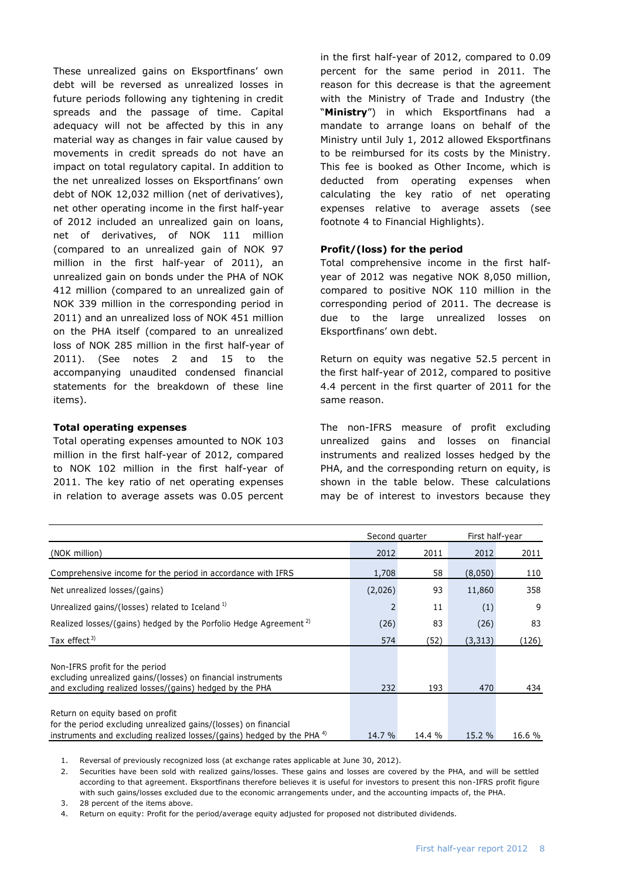These unrealized gains on Eksportfinans' own debt will be reversed as unrealized losses in future periods following any tightening in credit spreads and the passage of time. Capital adequacy will not be affected by this in any material way as changes in fair value caused by movements in credit spreads do not have an impact on total regulatory capital. In addition to the net unrealized losses on Eksportfinans' own debt of NOK 12,032 million (net of derivatives), net other operating income in the first half-year of 2012 included an unrealized gain on loans, net of derivatives, of NOK 111 million (compared to an unrealized gain of NOK 97 million in the first half-year of 2011), an unrealized gain on bonds under the PHA of NOK 412 million (compared to an unrealized gain of NOK 339 million in the corresponding period in 2011) and an unrealized loss of NOK 451 million on the PHA itself (compared to an unrealized loss of NOK 285 million in the first half-year of 2011). (See notes 2 and 15 to the accompanying unaudited condensed financial statements for the breakdown of these line items).

**Total operating expenses**

Total operating expenses amounted to NOK 103 million in the first half-year of 2012, compared to NOK 102 million in the first half-year of 2011. The key ratio of net operating expenses in relation to average assets was 0.05 percent in the first half-year of 2012, compared to 0.09 percent for the same period in 2011. The reason for this decrease is that the agreement with the Ministry of Trade and Industry (the "**Ministry**") in which Eksportfinans had a mandate to arrange loans on behalf of the Ministry until July 1, 2012 allowed Eksportfinans to be reimbursed for its costs by the Ministry. This fee is booked as Other Income, which is deducted from operating expenses when calculating the key ratio of net operating expenses relative to average assets (see footnote 4 to Financial Highlights).

**Profit/(loss) for the period**

Total comprehensive income in the first half-year of 2012 was negative NOK 8,050 million, compared to positive NOK 110 million in the corresponding period of 2011. The decrease is due to the large unrealized losses on Eksportfinans' own debt.

Return on equity was negative 52.5 percent in the first half-year of 2012, compared to positive 4.4 percent in the first quarter of 2011 for the same reason.

The non-IFRS measure of profit excluding unrealized gains and losses on financial instruments and realized losses hedged by the PHA, and the corresponding return on equity, is shown in the table below. These calculations may be of interest to investors because they

| | Second quarter | | First half-year | |
|---|---|---|---|---|
| (NOK million) | 2012 | 2011 | 2012 | 2011 |
| Comprehensive income for the period in accordance with IFRS | 1,708 | 58 | (8,050) | 110 |
| Net unrealized losses/(gains) | (2,026) | 93 | 11,860 | 358 |
| Unrealized gains/(losses) related to Iceland [1)] | 2 | 11 | (1) | 9 |
| Realized losses/(gains) hedged by the Porfolio Hedge Agreement [2)] | (26) | 83 | (26) | 83 |
| Tax effect [3)] | 574 | (52) | (3,313) | (126) |
| Non-IFRS profit for the period excluding unrealized gains/(losses) on financial instruments and excluding realized losses/(gains) hedged by the PHA | 232 | 193 | 470 | 434 |
| Return on equity based on profit for the period excluding unrealized gains/(losses) on financial instruments and excluding realized losses/(gains) hedged by the PHA [4)] | 14.7 % | 14.4 % | 15.2 % | 16.6 % |

1. Reversal of previously recognized loss (at exchange rates applicable at June 30, 2012).
2. Securities have been sold with realized gains/losses. These gains and losses are covered by the PHA, and will be settled according to that agreement. Eksportfinans therefore believes it is useful for investors to present this non-IFRS profit figure with such gains/losses excluded due to the economic arrangements under, and the accounting impacts of, the PHA.
3. 28 percent of the items above.
4. Return on equity: Profit for the period/average equity adjusted for proposed not distributed dividends.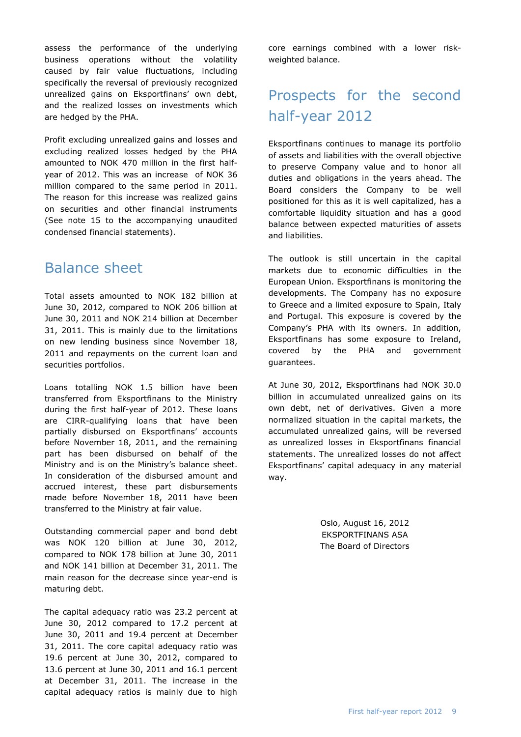assess the performance of the underlying business operations without the volatility caused by fair value fluctuations, including specifically the reversal of previously recognized unrealized gains on Eksportfinans' own debt, and the realized losses on investments which are hedged by the PHA.

Profit excluding unrealized gains and losses and excluding realized losses hedged by the PHA amounted to NOK 470 million in the first half-year of 2012. This was an increase of NOK 36 million compared to the same period in 2011. The reason for this increase was realized gains on securities and other financial instruments (See note 15 to the accompanying unaudited condensed financial statements).

## Balance sheet

Total assets amounted to NOK 182 billion at June 30, 2012, compared to NOK 206 billion at June 30, 2011 and NOK 214 billion at December 31, 2011. This is mainly due to the limitations on new lending business since November 18, 2011 and repayments on the current loan and securities portfolios.

Loans totalling NOK 1.5 billion have been transferred from Eksportfinans to the Ministry during the first half-year of 2012. These loans are CIRR-qualifying loans that have been partially disbursed on Eksportfinans' accounts before November 18, 2011, and the remaining part has been disbursed on behalf of the Ministry and is on the Ministry's balance sheet. In consideration of the disbursed amount and accrued interest, these part disbursements made before November 18, 2011 have been transferred to the Ministry at fair value.

Outstanding commercial paper and bond debt was NOK 120 billion at June 30, 2012, compared to NOK 178 billion at June 30, 2011 and NOK 141 billion at December 31, 2011. The main reason for the decrease since year-end is maturing debt.

The capital adequacy ratio was 23.2 percent at June 30, 2012 compared to 17.2 percent at June 30, 2011 and 19.4 percent at December 31, 2011. The core capital adequacy ratio was 19.6 percent at June 30, 2012, compared to 13.6 percent at June 30, 2011 and 16.1 percent at December 31, 2011. The increase in the capital adequacy ratios is mainly due to high core earnings combined with a lower risk-weighted balance.

## Prospects for the second half-year 2012

Eksportfinans continues to manage its portfolio of assets and liabilities with the overall objective to preserve Company value and to honor all duties and obligations in the years ahead. The Board considers the Company to be well positioned for this as it is well capitalized, has a comfortable liquidity situation and has a good balance between expected maturities of assets and liabilities.

The outlook is still uncertain in the capital markets due to economic difficulties in the European Union. Eksportfinans is monitoring the developments. The Company has no exposure to Greece and a limited exposure to Spain, Italy and Portugal. This exposure is covered by the Company's PHA with its owners. In addition, Eksportfinans has some exposure to Ireland, covered by the PHA and government guarantees.

At June 30, 2012, Eksportfinans had NOK 30.0 billion in accumulated unrealized gains on its own debt, net of derivatives. Given a more normalized situation in the capital markets, the accumulated unrealized gains, will be reversed as unrealized losses in Eksportfinans financial statements. The unrealized losses do not affect Eksportfinans' capital adequacy in any material way.

Oslo, August 16, 2012
EKSPORTFINANS ASA
The Board of Directors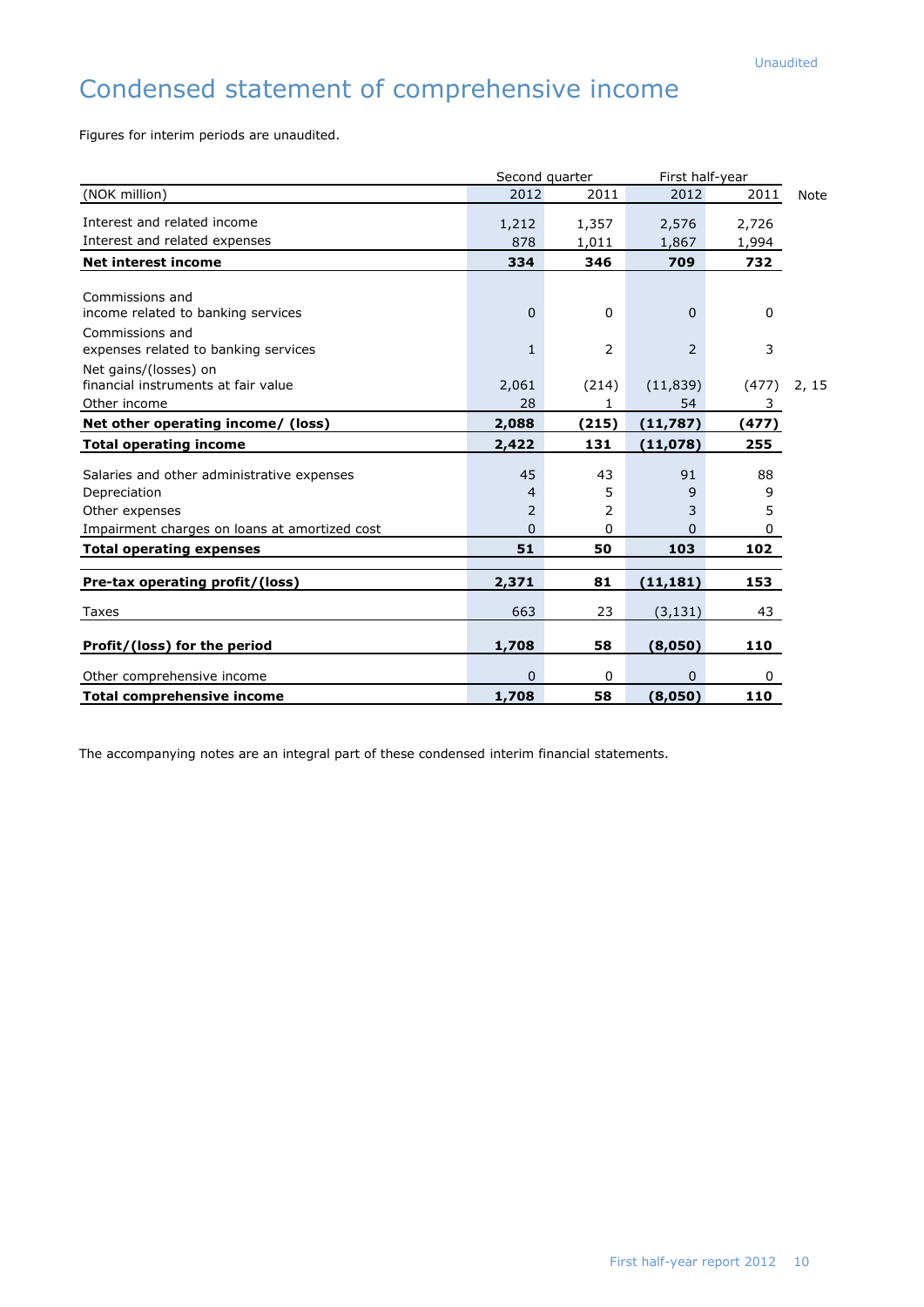Unaudited

# Condensed statement of comprehensive income

Figures for interim periods are unaudited.

| | Second quarter | | First half-year | | |
|---|---|---|---|---|---|
| (NOK million) | 2012 | 2011 | 2012 | 2011 | Note |
| Interest and related income | 1,212 | 1,357 | 2,576 | 2,726 | |
| Interest and related expenses | 878 | 1,011 | 1,867 | 1,994 | |
| **Net interest income** | **334** | **346** | **709** | **732** | |
| Commissions and income related to banking services | 0 | 0 | 0 | 0 | |
| Commissions and expenses related to banking services | 1 | 2 | 2 | 3 | |
| Net gains/(losses) on financial instruments at fair value | 2,061 | (214) | (11,839) | (477) | 2, 15 |
| Other income | 28 | 1 | 54 | 3 | |
| **Net other operating income/ (loss)** | **2,088** | **(215)** | **(11,787)** | **(477)** | |
| **Total operating income** | **2,422** | **131** | **(11,078)** | **255** | |
| Salaries and other administrative expenses | 45 | 43 | 91 | 88 | |
| Depreciation | 4 | 5 | 9 | 9 | |
| Other expenses | 2 | 2 | 3 | 5 | |
| Impairment charges on loans at amortized cost | 0 | 0 | 0 | 0 | |
| **Total operating expenses** | **51** | **50** | **103** | **102** | |
| **Pre-tax operating profit/(loss)** | **2,371** | **81** | **(11,181)** | **153** | |
| Taxes | 663 | 23 | (3,131) | 43 | |
| **Profit/(loss) for the period** | **1,708** | **58** | **(8,050)** | **110** | |
| Other comprehensive income | 0 | 0 | 0 | 0 | |
| **Total comprehensive income** | **1,708** | **58** | **(8,050)** | **110** | |

The accompanying notes are an integral part of these condensed interim financial statements.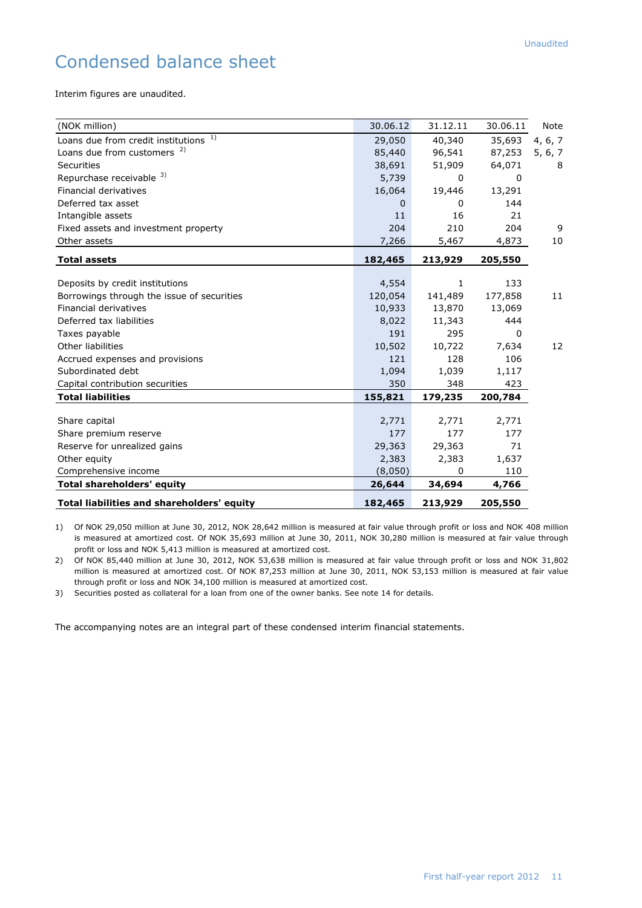Unaudited

# Condensed balance sheet

Interim figures are unaudited.

| (NOK million) | 30.06.12 | 31.12.11 | 30.06.11 | Note |
|---|---|---|---|---|
| Loans due from credit institutions [1] | 29,050 | 40,340 | 35,693 | 4, 6, 7 |
| Loans due from customers [2] | 85,440 | 96,541 | 87,253 | 5, 6, 7 |
| Securities | 38,691 | 51,909 | 64,071 | 8 |
| Repurchase receivable [3] | 5,739 | 0 | 0 | |
| Financial derivatives | 16,064 | 19,446 | 13,291 | |
| Deferred tax asset | 0 | 0 | 144 | |
| Intangible assets | 11 | 16 | 21 | |
| Fixed assets and investment property | 204 | 210 | 204 | 9 |
| Other assets | 7,266 | 5,467 | 4,873 | 10 |
| **Total assets** | **182,465** | **213,929** | **205,550** | |
| | | | | |
| Deposits by credit institutions | 4,554 | 1 | 133 | |
| Borrowings through the issue of securities | 120,054 | 141,489 | 177,858 | 11 |
| Financial derivatives | 10,933 | 13,870 | 13,069 | |
| Deferred tax liabilities | 8,022 | 11,343 | 444 | |
| Taxes payable | 191 | 295 | 0 | |
| Other liabilities | 10,502 | 10,722 | 7,634 | 12 |
| Accrued expenses and provisions | 121 | 128 | 106 | |
| Subordinated debt | 1,094 | 1,039 | 1,117 | |
| Capital contribution securities | 350 | 348 | 423 | |
| **Total liabilities** | **155,821** | **179,235** | **200,784** | |
| | | | | |
| Share capital | 2,771 | 2,771 | 2,771 | |
| Share premium reserve | 177 | 177 | 177 | |
| Reserve for unrealized gains | 29,363 | 29,363 | 71 | |
| Other equity | 2,383 | 2,383 | 1,637 | |
| Comprehensive income | (8,050) | 0 | 110 | |
| **Total shareholders' equity** | **26,644** | **34,694** | **4,766** | |
| **Total liabilities and shareholders' equity** | **182,465** | **213,929** | **205,550** | |

1) Of NOK 29,050 million at June 30, 2012, NOK 28,642 million is measured at fair value through profit or loss and NOK 408 million is measured at amortized cost. Of NOK 35,693 million at June 30, 2011, NOK 30,280 million is measured at fair value through profit or loss and NOK 5,413 million is measured at amortized cost.

2) Of NOK 85,440 million at June 30, 2012, NOK 53,638 million is measured at fair value through profit or loss and NOK 31,802 million is measured at amortized cost. Of NOK 87,253 million at June 30, 2011, NOK 53,153 million is measured at fair value through profit or loss and NOK 34,100 million is measured at amortized cost.

3) Securities posted as collateral for a loan from one of the owner banks. See note 14 for details.

The accompanying notes are an integral part of these condensed interim financial statements.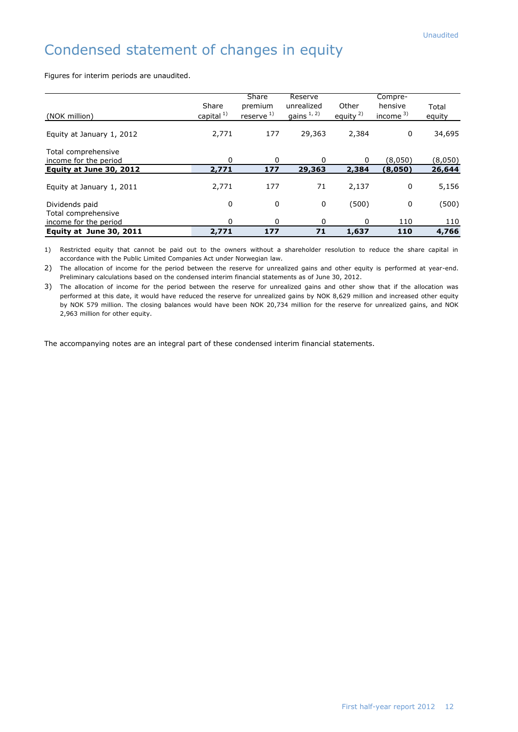Unaudited

# Condensed statement of changes in equity

Figures for interim periods are unaudited.

| (NOK million) | Share capital [1] | Share premium reserve [1] | Reserve unrealized gains [1, 2] | Other equity [2] | Compre-hensive income [3] | Total equity |
|---|---|---|---|---|---|---|
| Equity at January 1, 2012 | 2,771 | 177 | 29,363 | 2,384 | 0 | 34,695 |
| Total comprehensive income for the period | 0 | 0 | 0 | 0 | (8,050) | (8,050) |
| **Equity at June 30, 2012** | **2,771** | **177** | **29,363** | **2,384** | **(8,050)** | **26,644** |
| Equity at January 1, 2011 | 2,771 | 177 | 71 | 2,137 | 0 | 5,156 |
| Dividends paid | 0 | 0 | 0 | (500) | 0 | (500) |
| Total comprehensive income for the period | 0 | 0 | 0 | 0 | 110 | 110 |
| **Equity at June 30, 2011** | **2,771** | **177** | **71** | **1,637** | **110** | **4,766** |

1) Restricted equity that cannot be paid out to the owners without a shareholder resolution to reduce the share capital in accordance with the Public Limited Companies Act under Norwegian law.

2) The allocation of income for the period between the reserve for unrealized gains and other equity is performed at year-end. Preliminary calculations based on the condensed interim financial statements as of June 30, 2012.

3) The allocation of income for the period between the reserve for unrealized gains and other show that if the allocation was performed at this date, it would have reduced the reserve for unrealized gains by NOK 8,629 million and increased other equity by NOK 579 million. The closing balances would have been NOK 20,734 million for the reserve for unrealized gains, and NOK 2,963 million for other equity.

The accompanying notes are an integral part of these condensed interim financial statements.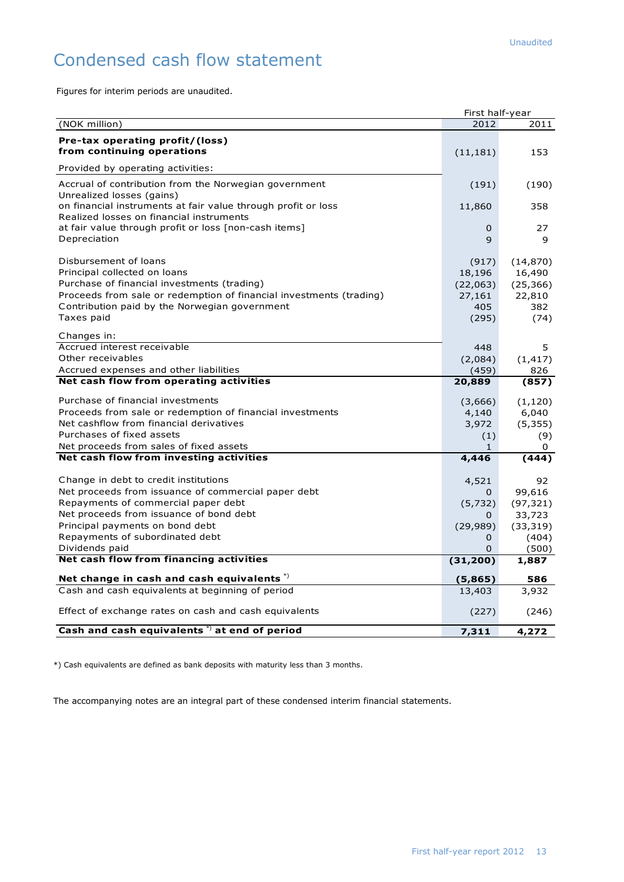Unaudited

# Condensed cash flow statement

Figures for interim periods are unaudited.

| (NOK million) | First half-year 2012 | 2011 |
|---|---|---|
| **Pre-tax operating profit/(loss) from continuing operations** | (11,181) | 153 |
| Provided by operating activities: | | |
| Accrual of contribution from the Norwegian government | (191) | (190) |
| Unrealized losses (gains) on financial instruments at fair value through profit or loss | 11,860 | 358 |
| Realized losses on financial instruments at fair value through profit or loss [non-cash items] | 0 | 27 |
| Depreciation | 9 | 9 |
| Disbursement of loans | (917) | (14,870) |
| Principal collected on loans | 18,196 | 16,490 |
| Purchase of financial investments (trading) | (22,063) | (25,366) |
| Proceeds from sale or redemption of financial investments (trading) | 27,161 | 22,810 |
| Contribution paid by the Norwegian government | 405 | 382 |
| Taxes paid | (295) | (74) |
| Changes in: | | |
| Accrued interest receivable | 448 | 5 |
| Other receivables | (2,084) | (1,417) |
| Accrued expenses and other liabilities | (459) | 826 |
| **Net cash flow from operating activities** | **20,889** | **(857)** |
| Purchase of financial investments | (3,666) | (1,120) |
| Proceeds from sale or redemption of financial investments | 4,140 | 6,040 |
| Net cashflow from financial derivatives | 3,972 | (5,355) |
| Purchases of fixed assets | (1) | (9) |
| Net proceeds from sales of fixed assets | 1 | 0 |
| **Net cash flow from investing activities** | **4,446** | **(444)** |
| Change in debt to credit institutions | 4,521 | 92 |
| Net proceeds from issuance of commercial paper debt | 0 | 99,616 |
| Repayments of commercial paper debt | (5,732) | (97,321) |
| Net proceeds from issuance of bond debt | 0 | 33,723 |
| Principal payments on bond debt | (29,989) | (33,319) |
| Repayments of subordinated debt | 0 | (404) |
| Dividends paid | 0 | (500) |
| **Net cash flow from financing activities** | **(31,200)** | **1,887** |
| **Net change in cash and cash equivalents \*)** | **(5,865)** | **586** |
| Cash and cash equivalents at beginning of period | 13,403 | 3,932 |
| Effect of exchange rates on cash and cash equivalents | (227) | (246) |
| **Cash and cash equivalents \*) at end of period** | **7,311** | **4,272** |

*) Cash equivalents are defined as bank deposits with maturity less than 3 months.

The accompanying notes are an integral part of these condensed interim financial statements.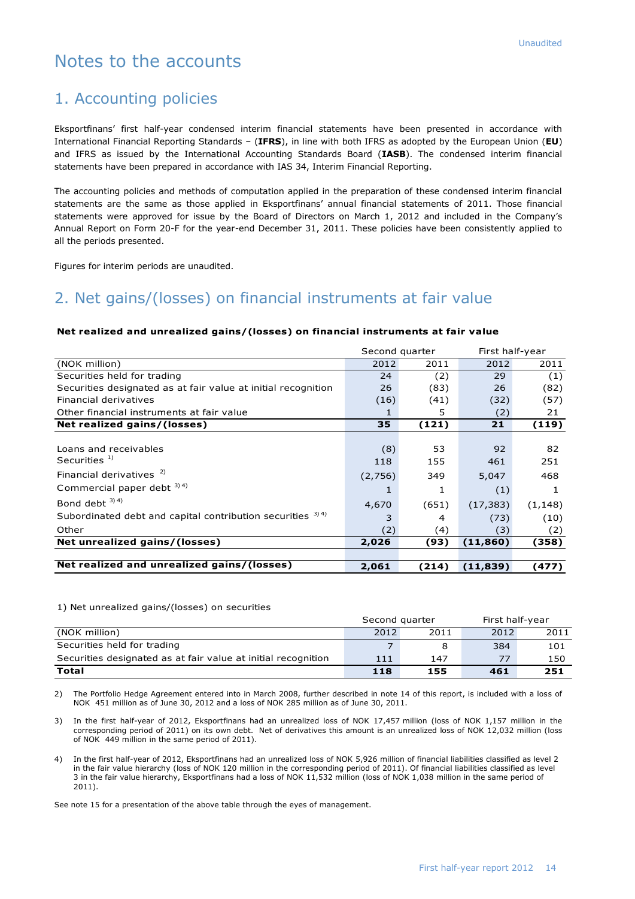# Notes to the accounts

## 1. Accounting policies

Eksportfinans' first half-year condensed interim financial statements have been presented in accordance with International Financial Reporting Standards – (**IFRS**), in line with both IFRS as adopted by the European Union (**EU**) and IFRS as issued by the International Accounting Standards Board (**IASB**). The condensed interim financial statements have been prepared in accordance with IAS 34, Interim Financial Reporting.

The accounting policies and methods of computation applied in the preparation of these condensed interim financial statements are the same as those applied in Eksportfinans' annual financial statements of 2011. Those financial statements were approved for issue by the Board of Directors on March 1, 2012 and included in the Company's Annual Report on Form 20-F for the year-end December 31, 2011. These policies have been consistently applied to all the periods presented.

Figures for interim periods are unaudited.

## 2. Net gains/(losses) on financial instruments at fair value

**Net realized and unrealized gains/(losses) on financial instruments at fair value**

| | Second quarter | | First half-year | |
|---|---|---|---|---|
| (NOK million) | 2012 | 2011 | 2012 | 2011 |
| Securities held for trading | 24 | (2) | 29 | (1) |
| Securities designated as at fair value at initial recognition | 26 | (83) | 26 | (82) |
| Financial derivatives | (16) | (41) | (32) | (57) |
| Other financial instruments at fair value | 1 | 5 | (2) | 21 |
| **Net realized gains/(losses)** | **35** | **(121)** | **21** | **(119)** |
| | | | | |
| Loans and receivables | (8) | 53 | 92 | 82 |
| Securities [1] | 118 | 155 | 461 | 251 |
| Financial derivatives [2] | (2,756) | 349 | 5,047 | 468 |
| Commercial paper debt [3][4] | 1 | 1 | (1) | 1 |
| Bond debt [3][4] | 4,670 | (651) | (17,383) | (1,148) |
| Subordinated debt and capital contribution securities [3][4] | 3 | 4 | (73) | (10) |
| Other | (2) | (4) | (3) | (2) |
| **Net unrealized gains/(losses)** | **2,026** | **(93)** | **(11,860)** | **(358)** |
| | | | | |
| **Net realized and unrealized gains/(losses)** | **2,061** | **(214)** | **(11,839)** | **(477)** |

1) Net unrealized gains/(losses) on securities

| | Second quarter | | First half-year | |
|---|---|---|---|---|
| (NOK million) | 2012 | 2011 | 2012 | 2011 |
| Securities held for trading | 7 | 8 | 384 | 101 |
| Securities designated as at fair value at initial recognition | 111 | 147 | 77 | 150 |
| **Total** | **118** | **155** | **461** | **251** |

2) The Portfolio Hedge Agreement entered into in March 2008, further described in note 14 of this report, is included with a loss of NOK 451 million as of June 30, 2012 and a loss of NOK 285 million as of June 30, 2011.

3) In the first half-year of 2012, Eksportfinans had an unrealized loss of NOK 17,457 million (loss of NOK 1,157 million in the corresponding period of 2011) on its own debt. Net of derivatives this amount is an unrealized loss of NOK 12,032 million (loss of NOK 449 million in the same period of 2011).

4) In the first half-year of 2012, Eksportfinans had an unrealized loss of NOK 5,926 million of financial liabilities classified as level 2 in the fair value hierarchy (loss of NOK 120 million in the corresponding period of 2011). Of financial liabilities classified as level 3 in the fair value hierarchy, Eksportfinans had a loss of NOK 11,532 million (loss of NOK 1,038 million in the same period of 2011).

See note 15 for a presentation of the above table through the eyes of management.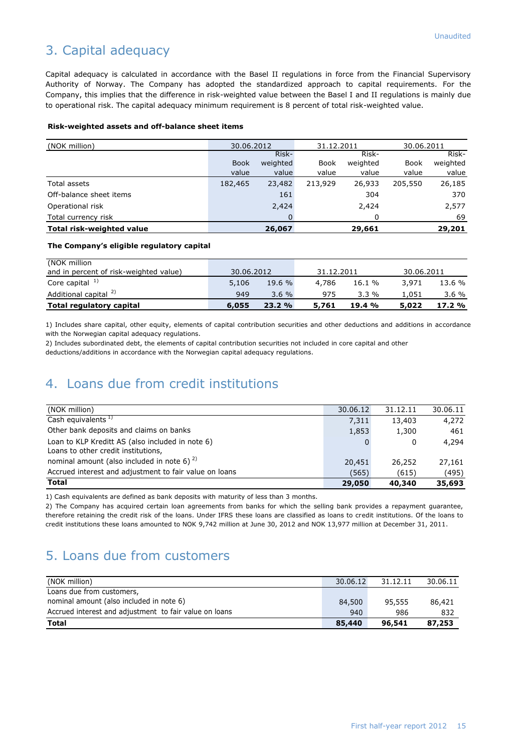Unaudited

# 3. Capital adequacy

Capital adequacy is calculated in accordance with the Basel II regulations in force from the Financial Supervisory Authority of Norway. The Company has adopted the standardized approach to capital requirements. For the Company, this implies that the difference in risk-weighted value between the Basel I and II regulations is mainly due to operational risk. The capital adequacy minimum requirement is 8 percent of total risk-weighted value.

**Risk-weighted assets and off-balance sheet items**

| (NOK million) | 30.06.2012 | | 31.12.2011 | | 30.06.2011 | |
|---|---|---|---|---|---|---|
| | Book value | Risk-weighted value | Book value | Risk-weighted value | Book value | Risk-weighted value |
| Total assets | 182,465 | 23,482 | 213,929 | 26,933 | 205,550 | 26,185 |
| Off-balance sheet items | | 161 | | 304 | | 370 |
| Operational risk | | 2,424 | | 2,424 | | 2,577 |
| Total currency risk | | 0 | | 0 | | 69 |
| **Total risk-weighted value** | | **26,067** | | **29,661** | | **29,201** |

**The Company's eligible regulatory capital**

| (NOK million and in percent of risk-weighted value) | 30.06.2012 | | 31.12.2011 | | 30.06.2011 | |
|---|---|---|---|---|---|---|
| Core capital [1] | 5,106 | 19.6 % | 4,786 | 16.1 % | 3,971 | 13.6 % |
| Additional capital [2] | 949 | 3.6 % | 975 | 3.3 % | 1,051 | 3.6 % |
| **Total regulatory capital** | **6,055** | **23.2 %** | **5,761** | **19.4 %** | **5,022** | **17.2 %** |

1) Includes share capital, other equity, elements of capital contribution securities and other deductions and additions in accordance with the Norwegian capital adequacy regulations.

2) Includes subordinated debt, the elements of capital contribution securities not included in core capital and other deductions/additions in accordance with the Norwegian capital adequacy regulations.

# 4. Loans due from credit institutions

| (NOK million) | 30.06.12 | 31.12.11 | 30.06.11 |
|---|---|---|---|
| Cash equivalents [1] | 7,311 | 13,403 | 4,272 |
| Other bank deposits and claims on banks | 1,853 | 1,300 | 461 |
| Loan to KLP Kreditt AS (also included in note 6) | 0 | 0 | 4,294 |
| Loans to other credit institutions, nominal amount (also included in note 6) [2] | 20,451 | 26,252 | 27,161 |
| Accrued interest and adjustment to fair value on loans | (565) | (615) | (495) |
| **Total** | **29,050** | **40,340** | **35,693** |

1) Cash equivalents are defined as bank deposits with maturity of less than 3 months.

2) The Company has acquired certain loan agreements from banks for which the selling bank provides a repayment guarantee, therefore retaining the credit risk of the loans. Under IFRS these loans are classified as loans to credit institutions. Of the loans to credit institutions these loans amounted to NOK 9,742 million at June 30, 2012 and NOK 13,977 million at December 31, 2011.

# 5. Loans due from customers

| (NOK million) | 30.06.12 | 31.12.11 | 30.06.11 |
|---|---|---|---|
| Loans due from customers, nominal amount (also included in note 6) | 84,500 | 95,555 | 86,421 |
| Accrued interest and adjustment to fair value on loans | 940 | 986 | 832 |
| **Total** | **85,440** | **96,541** | **87,253** |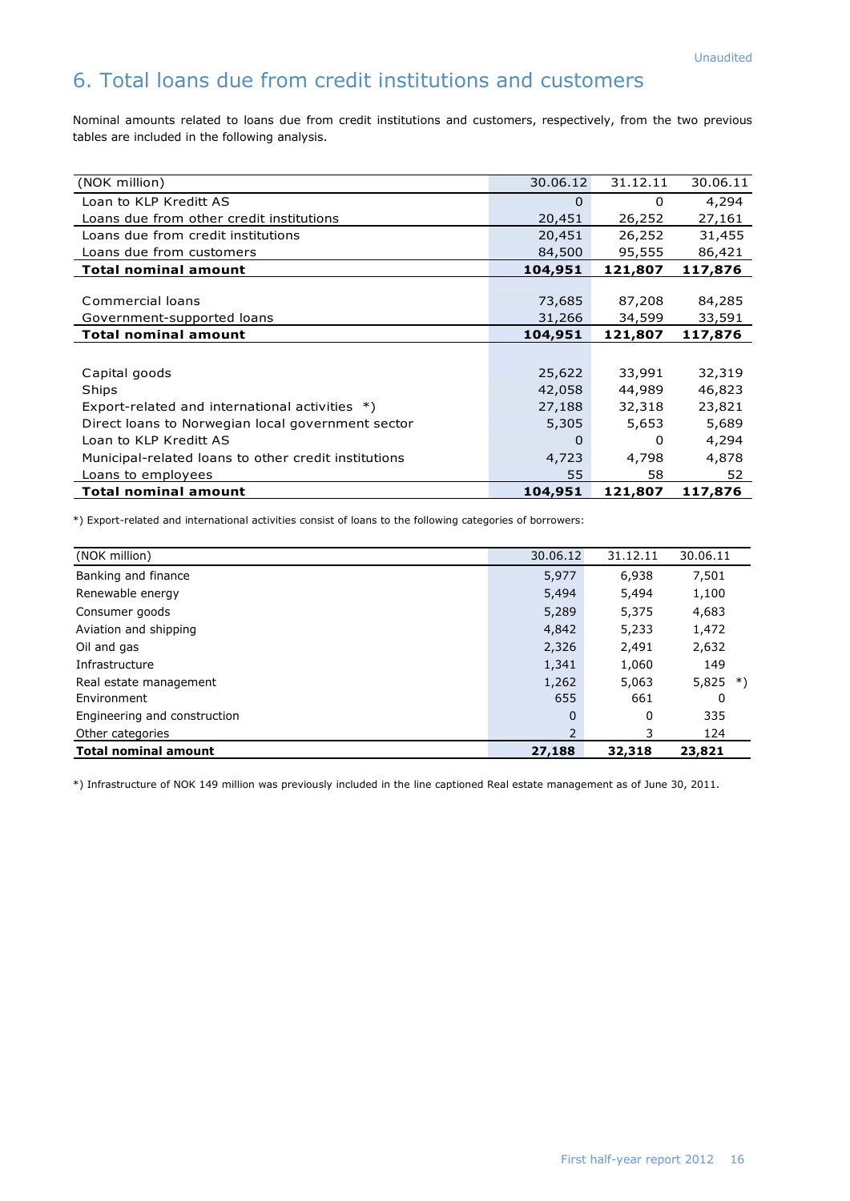Unaudited

# 6. Total loans due from credit institutions and customers

Nominal amounts related to loans due from credit institutions and customers, respectively, from the two previous tables are included in the following analysis.

| (NOK million) | 30.06.12 | 31.12.11 | 30.06.11 |
|---|---|---|---|
| Loan to KLP Kreditt AS | 0 | 0 | 4,294 |
| Loans due from other credit institutions | 20,451 | 26,252 | 27,161 |
| Loans due from credit institutions | 20,451 | 26,252 | 31,455 |
| Loans due from customers | 84,500 | 95,555 | 86,421 |
| **Total nominal amount** | **104,951** | **121,807** | **117,876** |
| | | | |
| Commercial loans | 73,685 | 87,208 | 84,285 |
| Government-supported loans | 31,266 | 34,599 | 33,591 |
| **Total nominal amount** | **104,951** | **121,807** | **117,876** |
| | | | |
| Capital goods | 25,622 | 33,991 | 32,319 |
| Ships | 42,058 | 44,989 | 46,823 |
| Export-related and international activities *) | 27,188 | 32,318 | 23,821 |
| Direct loans to Norwegian local government sector | 5,305 | 5,653 | 5,689 |
| Loan to KLP Kreditt AS | 0 | 0 | 4,294 |
| Municipal-related loans to other credit institutions | 4,723 | 4,798 | 4,878 |
| Loans to employees | 55 | 58 | 52 |
| **Total nominal amount** | **104,951** | **121,807** | **117,876** |

*) Export-related and international activities consist of loans to the following categories of borrowers:

| (NOK million) | 30.06.12 | 31.12.11 | 30.06.11 |
|---|---|---|---|
| Banking and finance | 5,977 | 6,938 | 7,501 |
| Renewable energy | 5,494 | 5,494 | 1,100 |
| Consumer goods | 5,289 | 5,375 | 4,683 |
| Aviation and shipping | 4,842 | 5,233 | 1,472 |
| Oil and gas | 2,326 | 2,491 | 2,632 |
| Infrastructure | 1,341 | 1,060 | 149 |
| Real estate management | 1,262 | 5,063 | 5,825 *) |
| Environment | 655 | 661 | 0 |
| Engineering and construction | 0 | 0 | 335 |
| Other categories | 2 | 3 | 124 |
| **Total nominal amount** | **27,188** | **32,318** | **23,821** |

*) Infrastructure of NOK 149 million was previously included in the line captioned Real estate management as of June 30, 2011.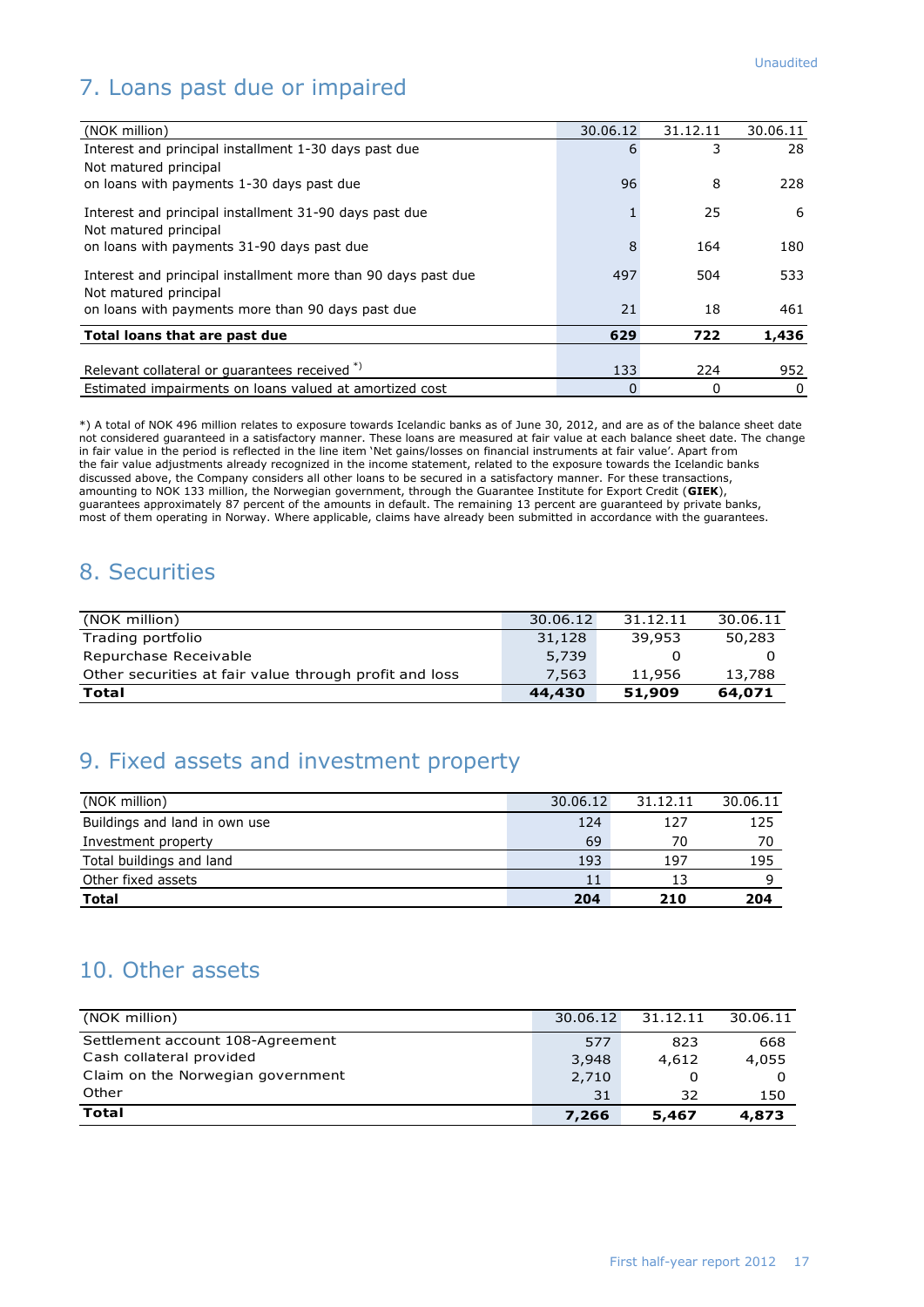Unaudited

## 7. Loans past due or impaired

| (NOK million) | 30.06.12 | 31.12.11 | 30.06.11 |
|---|---|---|---|
| Interest and principal installment 1-30 days past due | 6 | 3 | 28 |
| Not matured principal on loans with payments 1-30 days past due | 96 | 8 | 228 |
| Interest and principal installment 31-90 days past due | 1 | 25 | 6 |
| Not matured principal on loans with payments 31-90 days past due | 8 | 164 | 180 |
| Interest and principal installment more than 90 days past due | 497 | 504 | 533 |
| Not matured principal on loans with payments more than 90 days past due | 21 | 18 | 461 |
| **Total loans that are past due** | **629** | **722** | **1,436** |
| Relevant collateral or guarantees received *) | 133 | 224 | 952 |
| Estimated impairments on loans valued at amortized cost | 0 | 0 | 0 |

*) A total of NOK 496 million relates to exposure towards Icelandic banks as of June 30, 2012, and are as of the balance sheet date not considered guaranteed in a satisfactory manner. These loans are measured at fair value at each balance sheet date. The change in fair value in the period is reflected in the line item 'Net gains/losses on financial instruments at fair value'. Apart from the fair value adjustments already recognized in the income statement, related to the exposure towards the Icelandic banks discussed above, the Company considers all other loans to be secured in a satisfactory manner. For these transactions, amounting to NOK 133 million, the Norwegian government, through the Guarantee Institute for Export Credit (**GIEK**), guarantees approximately 87 percent of the amounts in default. The remaining 13 percent are guaranteed by private banks, most of them operating in Norway. Where applicable, claims have already been submitted in accordance with the guarantees.

## 8. Securities

| (NOK million) | 30.06.12 | 31.12.11 | 30.06.11 |
|---|---|---|---|
| Trading portfolio | 31,128 | 39,953 | 50,283 |
| Repurchase Receivable | 5,739 | 0 | 0 |
| Other securities at fair value through profit and loss | 7,563 | 11,956 | 13,788 |
| **Total** | **44,430** | **51,909** | **64,071** |

## 9. Fixed assets and investment property

| (NOK million) | 30.06.12 | 31.12.11 | 30.06.11 |
|---|---|---|---|
| Buildings and land in own use | 124 | 127 | 125 |
| Investment property | 69 | 70 | 70 |
| Total buildings and land | 193 | 197 | 195 |
| Other fixed assets | 11 | 13 | 9 |
| **Total** | **204** | **210** | **204** |

## 10. Other assets

| (NOK million) | 30.06.12 | 31.12.11 | 30.06.11 |
|---|---|---|---|
| Settlement account 108-Agreement | 577 | 823 | 668 |
| Cash collateral provided | 3,948 | 4,612 | 4,055 |
| Claim on the Norwegian government | 2,710 | 0 | 0 |
| Other | 31 | 32 | 150 |
| **Total** | **7,266** | **5,467** | **4,873** |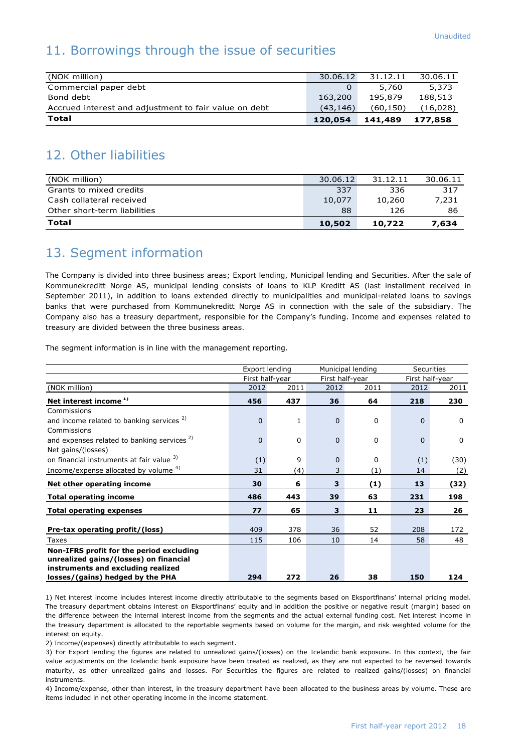## 11. Borrowings through the issue of securities

| (NOK million) | 30.06.12 | 31.12.11 | 30.06.11 |
|---|---|---|---|
| Commercial paper debt | 0 | 5,760 | 5,373 |
| Bond debt | 163,200 | 195,879 | 188,513 |
| Accrued interest and adjustment to fair value on debt | (43,146) | (60,150) | (16,028) |
| **Total** | **120,054** | **141,489** | **177,858** |

## 12. Other liabilities

| (NOK million) | 30.06.12 | 31.12.11 | 30.06.11 |
|---|---|---|---|
| Grants to mixed credits | 337 | 336 | 317 |
| Cash collateral received | 10,077 | 10,260 | 7,231 |
| Other short-term liabilities | 88 | 126 | 86 |
| **Total** | **10,502** | **10,722** | **7,634** |

## 13. Segment information

The Company is divided into three business areas; Export lending, Municipal lending and Securities. After the sale of Kommunekreditt Norge AS, municipal lending consists of loans to KLP Kreditt AS (last installment received in September 2011), in addition to loans extended directly to municipalities and municipal-related loans to savings banks that were purchased from Kommunekreditt Norge AS in connection with the sale of the subsidiary. The Company also has a treasury department, responsible for the Company's funding. Income and expenses related to treasury are divided between the three business areas.

The segment information is in line with the management reporting.

| | Export lending | | Municipal lending | | Securities | |
|---|---|---|---|---|---|---|
| | First half-year | | First half-year | | First half-year | |
| (NOK million) | 2012 | 2011 | 2012 | 2011 | 2012 | 2011 |
| **Net interest income [1]** | **456** | **437** | **36** | **64** | **218** | **230** |
| Commissions and income related to banking services [2] | 0 | 1 | 0 | 0 | 0 | 0 |
| Commissions and expenses related to banking services [2] | 0 | 0 | 0 | 0 | 0 | 0 |
| Net gains/(losses) on financial instruments at fair value [3] | (1) | 9 | 0 | 0 | (1) | (30) |
| Income/expense allocated by volume [4] | 31 | (4) | 3 | (1) | 14 | (2) |
| **Net other operating income** | **30** | **6** | **3** | **(1)** | **13** | **(32)** |
| **Total operating income** | **486** | **443** | **39** | **63** | **231** | **198** |
| **Total operating expenses** | **77** | **65** | **3** | **11** | **23** | **26** |
| **Pre-tax operating profit/(loss)** | 409 | 378 | 36 | 52 | 208 | 172 |
| Taxes | 115 | 106 | 10 | 14 | 58 | 48 |
| **Non-IFRS profit for the period excluding unrealized gains/(losses) on financial instruments and excluding realized losses/(gains) hedged by the PHA** | **294** | **272** | **26** | **38** | **150** | **124** |

1) Net interest income includes interest income directly attributable to the segments based on Eksportfinans' internal pricing model. The treasury department obtains interest on Eksportfinans' equity and in addition the positive or negative result (margin) based on the difference between the internal interest income from the segments and the actual external funding cost. Net interest income in the treasury department is allocated to the reportable segments based on volume for the margin, and risk weighted volume for the interest on equity.

2) Income/(expenses) directly attributable to each segment.

3) For Export lending the figures are related to unrealized gains/(losses) on the Icelandic bank exposure. In this context, the fair value adjustments on the Icelandic bank exposure have been treated as realized, as they are not expected to be reversed towards maturity, as other unrealized gains and losses. For Securities the figures are related to realized gains/(losses) on financial instruments.

4) Income/expense, other than interest, in the treasury department have been allocated to the business areas by volume. These are items included in net other operating income in the income statement.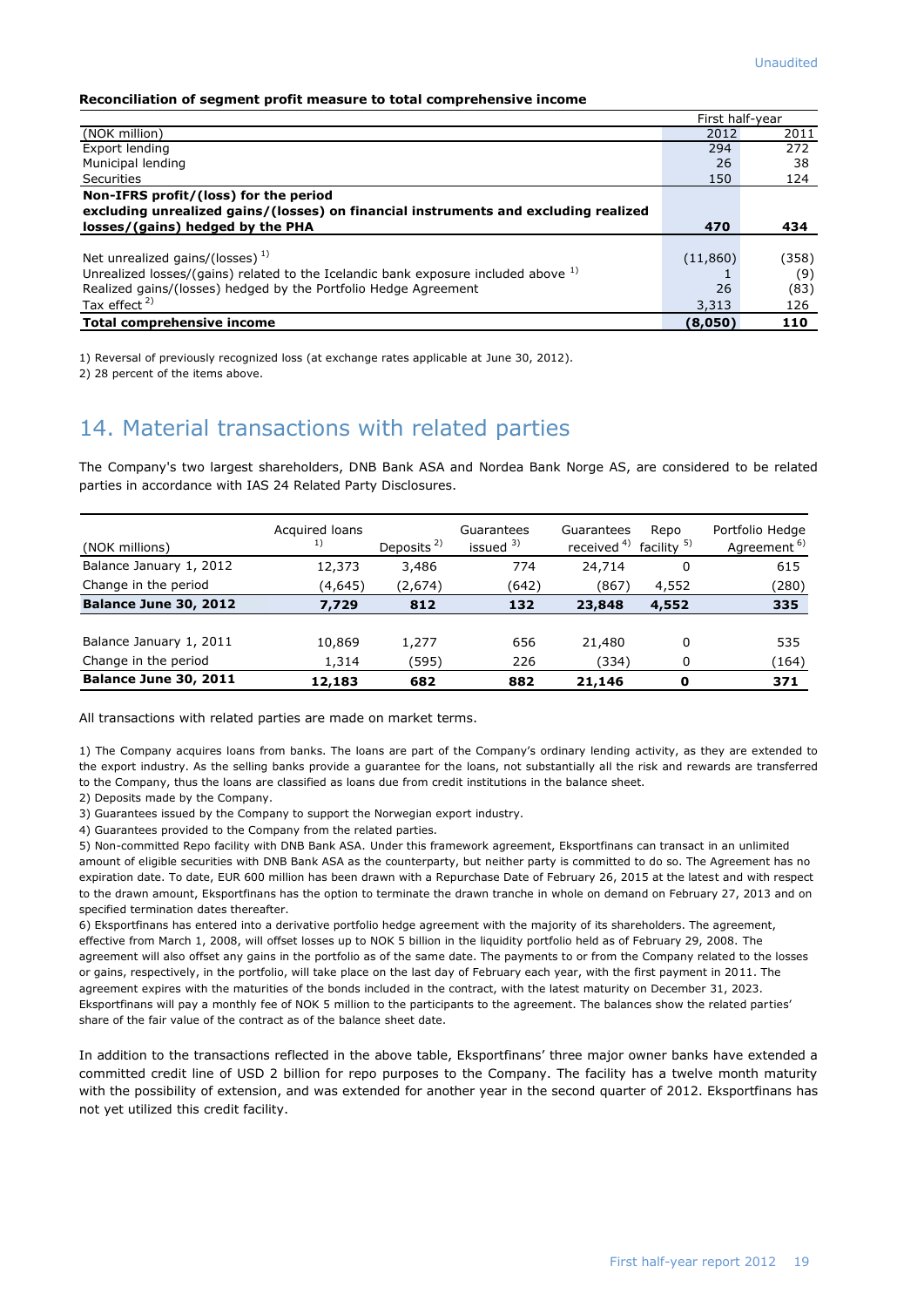Unaudited

**Reconciliation of segment profit measure to total comprehensive income**

| | First half-year | |
|---|---|---|
| (NOK million) | 2012 | 2011 |
| Export lending | 294 | 272 |
| Municipal lending | 26 | 38 |
| Securities | 150 | 124 |
| **Non-IFRS profit/(loss) for the period excluding unrealized gains/(losses) on financial instruments and excluding realized losses/(gains) hedged by the PHA** | **470** | **434** |
| | | |
| Net unrealized gains/(losses) [1] | (11,860) | (358) |
| Unrealized losses/(gains) related to the Icelandic bank exposure included above [1] | 1 | (9) |
| Realized gains/(losses) hedged by the Portfolio Hedge Agreement | 26 | (83) |
| Tax effect [2] | 3,313 | 126 |
| **Total comprehensive income** | **(8,050)** | **110** |

1) Reversal of previously recognized loss (at exchange rates applicable at June 30, 2012).

2) 28 percent of the items above.

## 14. Material transactions with related parties

The Company's two largest shareholders, DNB Bank ASA and Nordea Bank Norge AS, are considered to be related parties in accordance with IAS 24 Related Party Disclosures.

| (NOK millions) | Acquired loans [1] | Deposits [2] | Guarantees issued [3] | Guarantees received [4] | Repo facility [5] | Portfolio Hedge Agreement [6] |
|---|---|---|---|---|---|---|
| Balance January 1, 2012 | 12,373 | 3,486 | 774 | 24,714 | 0 | 615 |
| Change in the period | (4,645) | (2,674) | (642) | (867) | 4,552 | (280) |
| **Balance June 30, 2012** | **7,729** | **812** | **132** | **23,848** | **4,552** | **335** |
| | | | | | | |
| Balance January 1, 2011 | 10,869 | 1,277 | 656 | 21,480 | 0 | 535 |
| Change in the period | 1,314 | (595) | 226 | (334) | 0 | (164) |
| **Balance June 30, 2011** | **12,183** | **682** | **882** | **21,146** | **0** | **371** |

All transactions with related parties are made on market terms.

1) The Company acquires loans from banks. The loans are part of the Company's ordinary lending activity, as they are extended to the export industry. As the selling banks provide a guarantee for the loans, not substantially all the risk and rewards are transferred to the Company, thus the loans are classified as loans due from credit institutions in the balance sheet.

2) Deposits made by the Company.

3) Guarantees issued by the Company to support the Norwegian export industry.

4) Guarantees provided to the Company from the related parties.

5) Non-committed Repo facility with DNB Bank ASA. Under this framework agreement, Eksportfinans can transact in an unlimited amount of eligible securities with DNB Bank ASA as the counterparty, but neither party is committed to do so. The Agreement has no expiration date. To date, EUR 600 million has been drawn with a Repurchase Date of February 26, 2015 at the latest and with respect to the drawn amount, Eksportfinans has the option to terminate the drawn tranche in whole on demand on February 27, 2013 and on specified termination dates thereafter.

6) Eksportfinans has entered into a derivative portfolio hedge agreement with the majority of its shareholders. The agreement, effective from March 1, 2008, will offset losses up to NOK 5 billion in the liquidity portfolio held as of February 29, 2008. The agreement will also offset any gains in the portfolio as of the same date. The payments to or from the Company related to the losses or gains, respectively, in the portfolio, will take place on the last day of February each year, with the first payment in 2011. The agreement expires with the maturities of the bonds included in the contract, with the latest maturity on December 31, 2023. Eksportfinans will pay a monthly fee of NOK 5 million to the participants to the agreement. The balances show the related parties' share of the fair value of the contract as of the balance sheet date.

In addition to the transactions reflected in the above table, Eksportfinans' three major owner banks have extended a committed credit line of USD 2 billion for repo purposes to the Company. The facility has a twelve month maturity with the possibility of extension, and was extended for another year in the second quarter of 2012. Eksportfinans has not yet utilized this credit facility.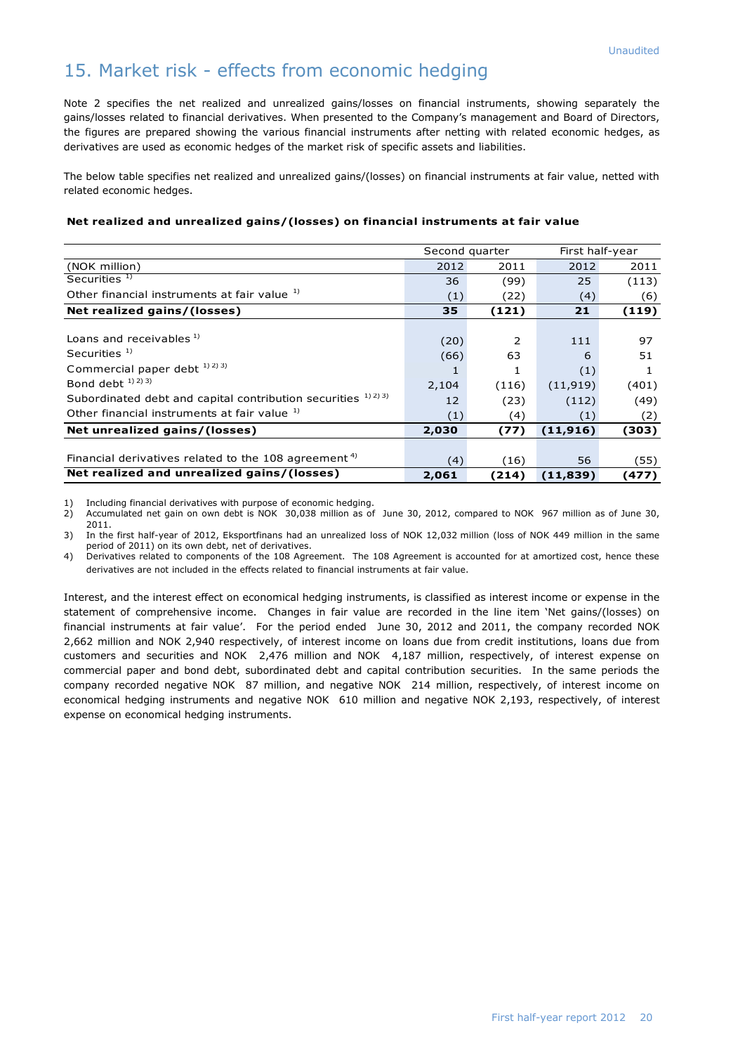Unaudited

# 15. Market risk - effects from economic hedging

Note 2 specifies the net realized and unrealized gains/losses on financial instruments, showing separately the gains/losses related to financial derivatives. When presented to the Company's management and Board of Directors, the figures are prepared showing the various financial instruments after netting with related economic hedges, as derivatives are used as economic hedges of the market risk of specific assets and liabilities.

The below table specifies net realized and unrealized gains/(losses) on financial instruments at fair value, netted with related economic hedges.

**Net realized and unrealized gains/(losses) on financial instruments at fair value**

| | Second quarter | | First half-year | |
|---|---|---|---|---|
| (NOK million) | 2012 | 2011 | 2012 | 2011 |
| Securities [1] | 36 | (99) | 25 | (113) |
| Other financial instruments at fair value [1] | (1) | (22) | (4) | (6) |
| **Net realized gains/(losses)** | **35** | **(121)** | **21** | **(119)** |
| | | | | |
| Loans and receivables [1] | (20) | 2 | 111 | 97 |
| Securities [1] | (66) | 63 | 6 | 51 |
| Commercial paper debt [1) 2) 3)] | 1 | 1 | (1) | 1 |
| Bond debt [1) 2) 3)] | 2,104 | (116) | (11,919) | (401) |
| Subordinated debt and capital contribution securities [1) 2) 3)] | 12 | (23) | (112) | (49) |
| Other financial instruments at fair value [1] | (1) | (4) | (1) | (2) |
| **Net unrealized gains/(losses)** | **2,030** | **(77)** | **(11,916)** | **(303)** |
| | | | | |
| Financial derivatives related to the 108 agreement [4] | (4) | (16) | 56 | (55) |
| **Net realized and unrealized gains/(losses)** | **2,061** | **(214)** | **(11,839)** | **(477)** |

1) Including financial derivatives with purpose of economic hedging.
2) Accumulated net gain on own debt is NOK 30,038 million as of June 30, 2012, compared to NOK 967 million as of June 30, 2011.
3) In the first half-year of 2012, Eksportfinans had an unrealized loss of NOK 12,032 million (loss of NOK 449 million in the same period of 2011) on its own debt, net of derivatives.
4) Derivatives related to components of the 108 Agreement. The 108 Agreement is accounted for at amortized cost, hence these derivatives are not included in the effects related to financial instruments at fair value.

Interest, and the interest effect on economical hedging instruments, is classified as interest income or expense in the statement of comprehensive income. Changes in fair value are recorded in the line item 'Net gains/(losses) on financial instruments at fair value'. For the period ended June 30, 2012 and 2011, the company recorded NOK 2,662 million and NOK 2,940 respectively, of interest income on loans due from credit institutions, loans due from customers and securities and NOK 2,476 million and NOK 4,187 million, respectively, of interest expense on commercial paper and bond debt, subordinated debt and capital contribution securities. In the same periods the company recorded negative NOK 87 million, and negative NOK 214 million, respectively, of interest income on economical hedging instruments and negative NOK 610 million and negative NOK 2,193, respectively, of interest expense on economical hedging instruments.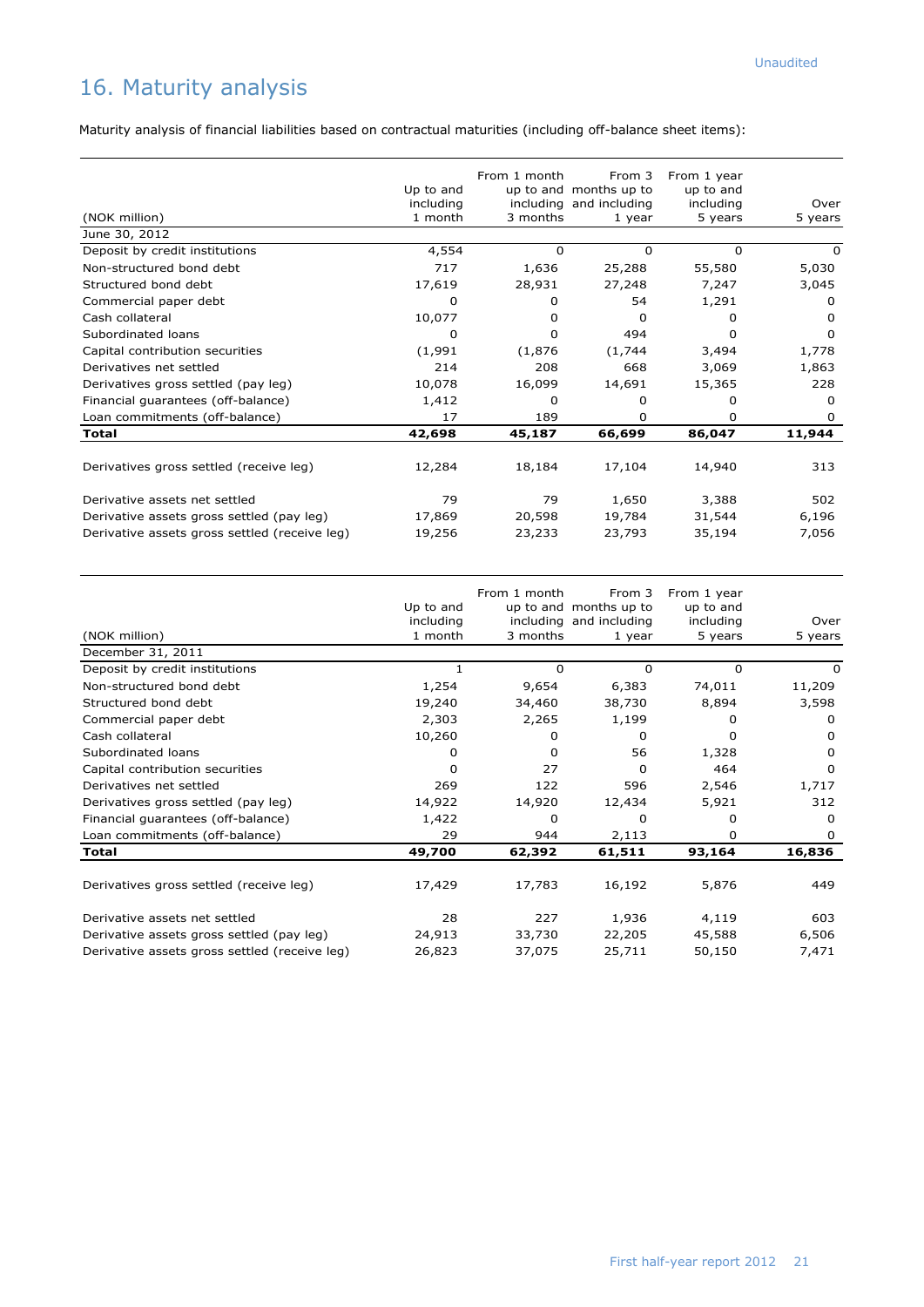Unaudited

# 16. Maturity analysis

Maturity analysis of financial liabilities based on contractual maturities (including off-balance sheet items):

| (NOK million) | Up to and including 1 month | From 1 month up to and including 3 months | From 3 months up to and including 1 year | From 1 year up to and including 5 years | Over 5 years |
|---|---|---|---|---|---|
| June 30, 2012 | | | | | |
| Deposit by credit institutions | 4,554 | 0 | 0 | 0 | 0 |
| Non-structured bond debt | 717 | 1,636 | 25,288 | 55,580 | 5,030 |
| Structured bond debt | 17,619 | 28,931 | 27,248 | 7,247 | 3,045 |
| Commercial paper debt | 0 | 0 | 54 | 1,291 | 0 |
| Cash collateral | 10,077 | 0 | 0 | 0 | 0 |
| Subordinated loans | 0 | 0 | 494 | 0 | 0 |
| Capital contribution securities | (1,991 | (1,876 | (1,744 | 3,494 | 1,778 |
| Derivatives net settled | 214 | 208 | 668 | 3,069 | 1,863 |
| Derivatives gross settled (pay leg) | 10,078 | 16,099 | 14,691 | 15,365 | 228 |
| Financial guarantees (off-balance) | 1,412 | 0 | 0 | 0 | 0 |
| Loan commitments (off-balance) | 17 | 189 | 0 | 0 | 0 |
| **Total** | **42,698** | **45,187** | **66,699** | **86,047** | **11,944** |
| Derivatives gross settled (receive leg) | 12,284 | 18,184 | 17,104 | 14,940 | 313 |
| Derivative assets net settled | 79 | 79 | 1,650 | 3,388 | 502 |
| Derivative assets gross settled (pay leg) | 17,869 | 20,598 | 19,784 | 31,544 | 6,196 |
| Derivative assets gross settled (receive leg) | 19,256 | 23,233 | 23,793 | 35,194 | 7,056 |

| (NOK million) | Up to and including 1 month | From 1 month up to and including 3 months | From 3 months up to and including 1 year | From 1 year up to and including 5 years | Over 5 years |
|---|---|---|---|---|---|
| December 31, 2011 | | | | | |
| Deposit by credit institutions | 1 | 0 | 0 | 0 | 0 |
| Non-structured bond debt | 1,254 | 9,654 | 6,383 | 74,011 | 11,209 |
| Structured bond debt | 19,240 | 34,460 | 38,730 | 8,894 | 3,598 |
| Commercial paper debt | 2,303 | 2,265 | 1,199 | 0 | 0 |
| Cash collateral | 10,260 | 0 | 0 | 0 | 0 |
| Subordinated loans | 0 | 0 | 56 | 1,328 | 0 |
| Capital contribution securities | 0 | 27 | 0 | 464 | 0 |
| Derivatives net settled | 269 | 122 | 596 | 2,546 | 1,717 |
| Derivatives gross settled (pay leg) | 14,922 | 14,920 | 12,434 | 5,921 | 312 |
| Financial guarantees (off-balance) | 1,422 | 0 | 0 | 0 | 0 |
| Loan commitments (off-balance) | 29 | 944 | 2,113 | 0 | 0 |
| **Total** | **49,700** | **62,392** | **61,511** | **93,164** | **16,836** |
| Derivatives gross settled (receive leg) | 17,429 | 17,783 | 16,192 | 5,876 | 449 |
| Derivative assets net settled | 28 | 227 | 1,936 | 4,119 | 603 |
| Derivative assets gross settled (pay leg) | 24,913 | 33,730 | 22,205 | 45,588 | 6,506 |
| Derivative assets gross settled (receive leg) | 26,823 | 37,075 | 25,711 | 50,150 | 7,471 |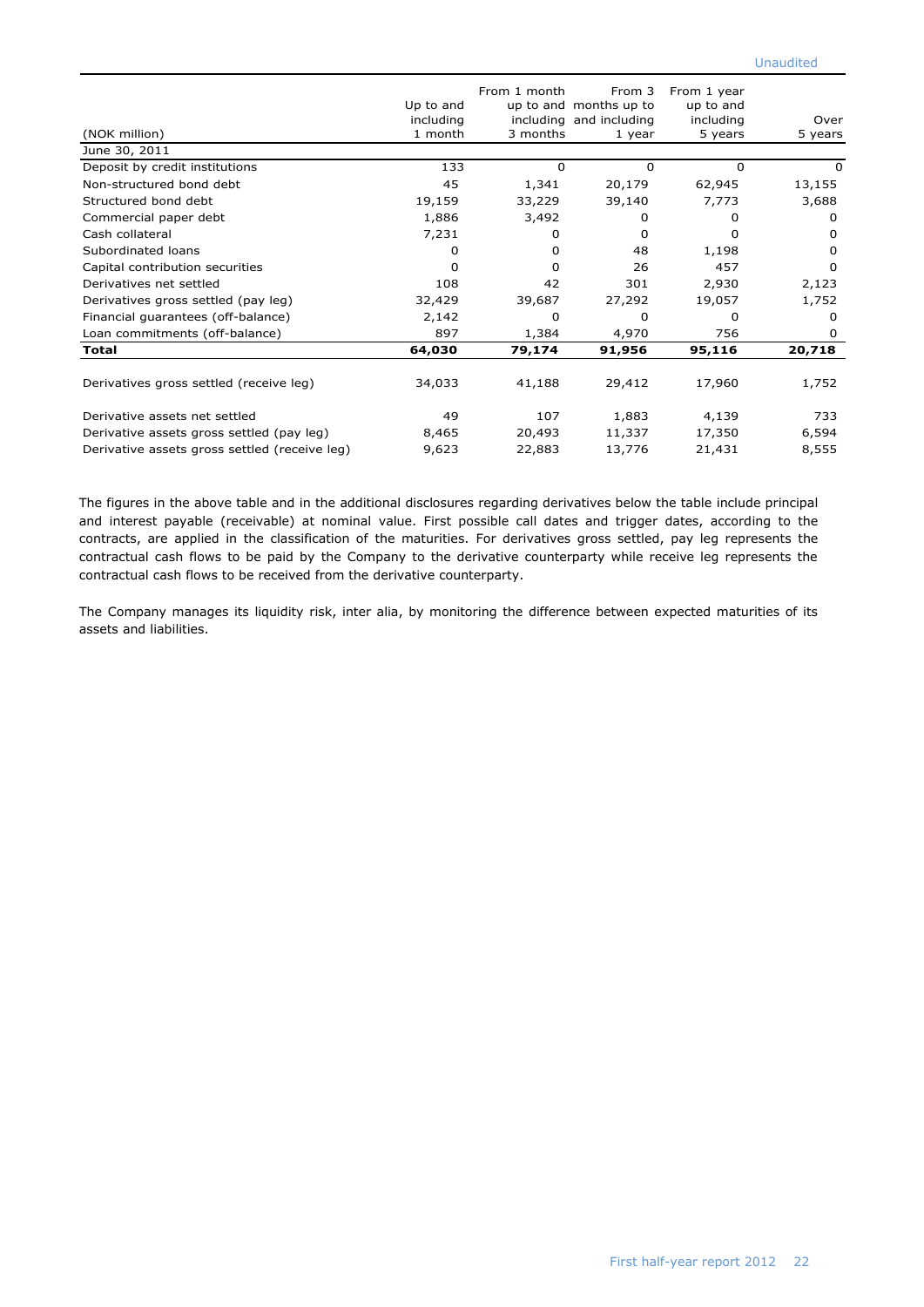Unaudited

| (NOK million) | Up to and including 1 month | From 1 month up to and including 3 months | From 3 months up to and including 1 year | From 1 year up to and including 5 years | Over 5 years |
|---|---|---|---|---|---|
| June 30, 2011 | | | | | |
| Deposit by credit institutions | 133 | 0 | 0 | 0 | 0 |
| Non-structured bond debt | 45 | 1,341 | 20,179 | 62,945 | 13,155 |
| Structured bond debt | 19,159 | 33,229 | 39,140 | 7,773 | 3,688 |
| Commercial paper debt | 1,886 | 3,492 | 0 | 0 | 0 |
| Cash collateral | 7,231 | 0 | 0 | 0 | 0 |
| Subordinated loans | 0 | 0 | 48 | 1,198 | 0 |
| Capital contribution securities | 0 | 0 | 26 | 457 | 0 |
| Derivatives net settled | 108 | 42 | 301 | 2,930 | 2,123 |
| Derivatives gross settled (pay leg) | 32,429 | 39,687 | 27,292 | 19,057 | 1,752 |
| Financial guarantees (off-balance) | 2,142 | 0 | 0 | 0 | 0 |
| Loan commitments (off-balance) | 897 | 1,384 | 4,970 | 756 | 0 |
| **Total** | **64,030** | **79,174** | **91,956** | **95,116** | **20,718** |
| | | | | | |
| Derivatives gross settled (receive leg) | 34,033 | 41,188 | 29,412 | 17,960 | 1,752 |
| | | | | | |
| Derivative assets net settled | 49 | 107 | 1,883 | 4,139 | 733 |
| Derivative assets gross settled (pay leg) | 8,465 | 20,493 | 11,337 | 17,350 | 6,594 |
| Derivative assets gross settled (receive leg) | 9,623 | 22,883 | 13,776 | 21,431 | 8,555 |

The figures in the above table and in the additional disclosures regarding derivatives below the table include principal and interest payable (receivable) at nominal value. First possible call dates and trigger dates, according to the contracts, are applied in the classification of the maturities. For derivatives gross settled, pay leg represents the contractual cash flows to be paid by the Company to the derivative counterparty while receive leg represents the contractual cash flows to be received from the derivative counterparty.

The Company manages its liquidity risk, inter alia, by monitoring the difference between expected maturities of its assets and liabilities.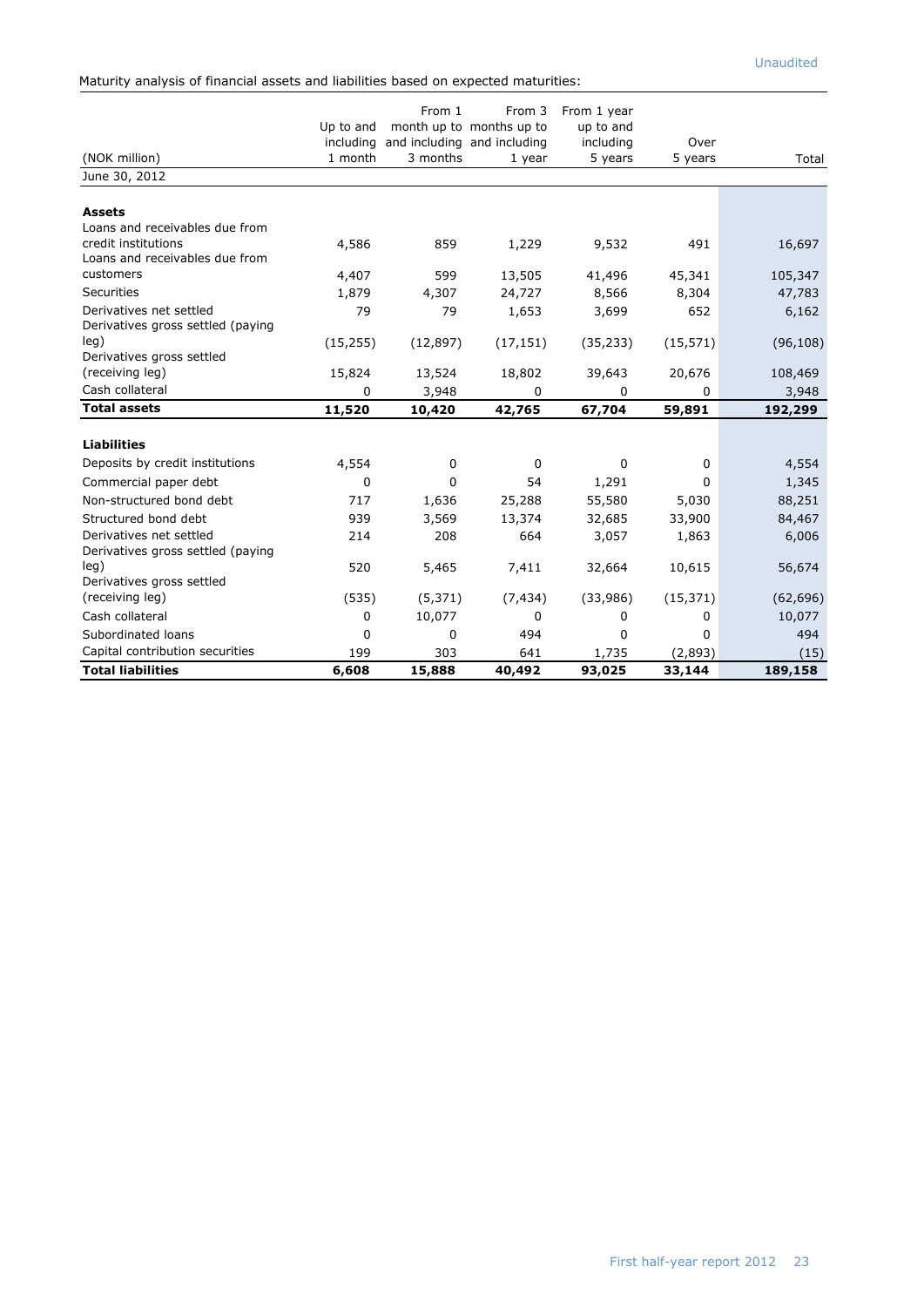Unaudited

Maturity analysis of financial assets and liabilities based on expected maturities:

| (NOK million) | Up to and including 1 month | From 1 month up to and including 3 months | From 3 months up to and including 1 year | From 1 year up to and including 5 years | Over 5 years | Total |
|---|---|---|---|---|---|---|
| June 30, 2012 | | | | | | |
| **Assets** | | | | | | |
| Loans and receivables due from credit institutions | 4,586 | 859 | 1,229 | 9,532 | 491 | 16,697 |
| Loans and receivables due from customers | 4,407 | 599 | 13,505 | 41,496 | 45,341 | 105,347 |
| Securities | 1,879 | 4,307 | 24,727 | 8,566 | 8,304 | 47,783 |
| Derivatives net settled | 79 | 79 | 1,653 | 3,699 | 652 | 6,162 |
| Derivatives gross settled (paying leg) | (15,255) | (12,897) | (17,151) | (35,233) | (15,571) | (96,108) |
| Derivatives gross settled (receiving leg) | 15,824 | 13,524 | 18,802 | 39,643 | 20,676 | 108,469 |
| Cash collateral | 0 | 3,948 | 0 | 0 | 0 | 3,948 |
| **Total assets** | **11,520** | **10,420** | **42,765** | **67,704** | **59,891** | **192,299** |
| **Liabilities** | | | | | | |
| Deposits by credit institutions | 4,554 | 0 | 0 | 0 | 0 | 4,554 |
| Commercial paper debt | 0 | 0 | 54 | 1,291 | 0 | 1,345 |
| Non-structured bond debt | 717 | 1,636 | 25,288 | 55,580 | 5,030 | 88,251 |
| Structured bond debt | 939 | 3,569 | 13,374 | 32,685 | 33,900 | 84,467 |
| Derivatives net settled | 214 | 208 | 664 | 3,057 | 1,863 | 6,006 |
| Derivatives gross settled (paying leg) | 520 | 5,465 | 7,411 | 32,664 | 10,615 | 56,674 |
| Derivatives gross settled (receiving leg) | (535) | (5,371) | (7,434) | (33,986) | (15,371) | (62,696) |
| Cash collateral | 0 | 10,077 | 0 | 0 | 0 | 10,077 |
| Subordinated loans | 0 | 0 | 494 | 0 | 0 | 494 |
| Capital contribution securities | 199 | 303 | 641 | 1,735 | (2,893) | (15) |
| **Total liabilities** | **6,608** | **15,888** | **40,492** | **93,025** | **33,144** | **189,158** |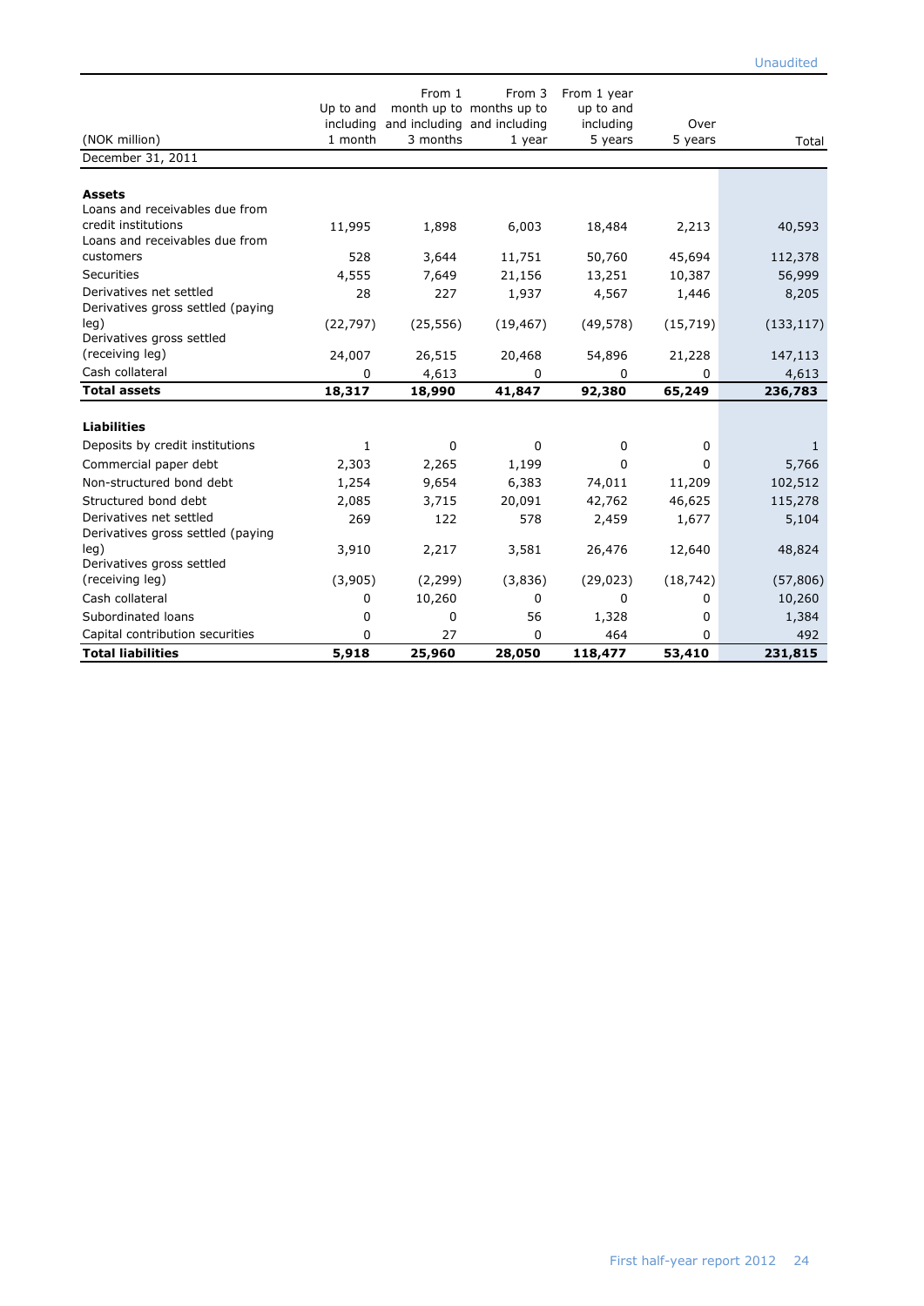Unaudited

| (NOK million) | Up to and including 1 month | From 1 month up to and including 3 months | From 3 months up to and including 1 year | From 1 year up to and including 5 years | Over 5 years | Total |
|---|---|---|---|---|---|---|
| December 31, 2011 | | | | | | |
| **Assets** | | | | | | |
| Loans and receivables due from credit institutions | 11,995 | 1,898 | 6,003 | 18,484 | 2,213 | 40,593 |
| Loans and receivables due from customers | 528 | 3,644 | 11,751 | 50,760 | 45,694 | 112,378 |
| Securities | 4,555 | 7,649 | 21,156 | 13,251 | 10,387 | 56,999 |
| Derivatives net settled | 28 | 227 | 1,937 | 4,567 | 1,446 | 8,205 |
| Derivatives gross settled (paying leg) | (22,797) | (25,556) | (19,467) | (49,578) | (15,719) | (133,117) |
| Derivatives gross settled (receiving leg) | 24,007 | 26,515 | 20,468 | 54,896 | 21,228 | 147,113 |
| Cash collateral | 0 | 4,613 | 0 | 0 | 0 | 4,613 |
| **Total assets** | **18,317** | **18,990** | **41,847** | **92,380** | **65,249** | **236,783** |
| **Liabilities** | | | | | | |
| Deposits by credit institutions | 1 | 0 | 0 | 0 | 0 | 1 |
| Commercial paper debt | 2,303 | 2,265 | 1,199 | 0 | 0 | 5,766 |
| Non-structured bond debt | 1,254 | 9,654 | 6,383 | 74,011 | 11,209 | 102,512 |
| Structured bond debt | 2,085 | 3,715 | 20,091 | 42,762 | 46,625 | 115,278 |
| Derivatives net settled | 269 | 122 | 578 | 2,459 | 1,677 | 5,104 |
| Derivatives gross settled (paying leg) | 3,910 | 2,217 | 3,581 | 26,476 | 12,640 | 48,824 |
| Derivatives gross settled (receiving leg) | (3,905) | (2,299) | (3,836) | (29,023) | (18,742) | (57,806) |
| Cash collateral | 0 | 10,260 | 0 | 0 | 0 | 10,260 |
| Subordinated loans | 0 | 0 | 56 | 1,328 | 0 | 1,384 |
| Capital contribution securities | 0 | 27 | 0 | 464 | 0 | 492 |
| **Total liabilities** | **5,918** | **25,960** | **28,050** | **118,477** | **53,410** | **231,815** |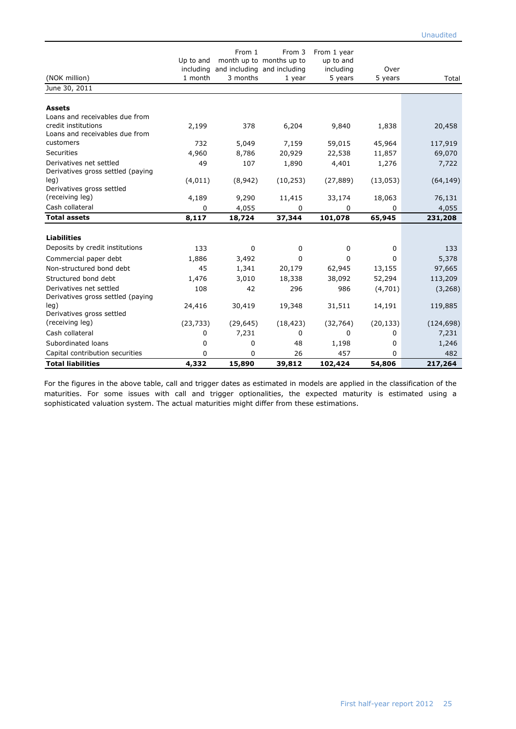Unaudited

| (NOK million) | Up to and including 1 month | From 1 month up to and including 3 months | From 3 months up to and including 1 year | From 1 year up to and including 5 years | Over 5 years | Total |
|---|---|---|---|---|---|---|
| June 30, 2011 | | | | | | |
| **Assets** | | | | | | |
| Loans and receivables due from credit institutions | 2,199 | 378 | 6,204 | 9,840 | 1,838 | 20,458 |
| Loans and receivables due from customers | 732 | 5,049 | 7,159 | 59,015 | 45,964 | 117,919 |
| Securities | 4,960 | 8,786 | 20,929 | 22,538 | 11,857 | 69,070 |
| Derivatives net settled | 49 | 107 | 1,890 | 4,401 | 1,276 | 7,722 |
| Derivatives gross settled (paying leg) | (4,011) | (8,942) | (10,253) | (27,889) | (13,053) | (64,149) |
| Derivatives gross settled (receiving leg) | 4,189 | 9,290 | 11,415 | 33,174 | 18,063 | 76,131 |
| Cash collateral | 0 | 4,055 | 0 | 0 | 0 | 4,055 |
| **Total assets** | **8,117** | **18,724** | **37,344** | **101,078** | **65,945** | **231,208** |
| **Liabilities** | | | | | | |
| Deposits by credit institutions | 133 | 0 | 0 | 0 | 0 | 133 |
| Commercial paper debt | 1,886 | 3,492 | 0 | 0 | 0 | 5,378 |
| Non-structured bond debt | 45 | 1,341 | 20,179 | 62,945 | 13,155 | 97,665 |
| Structured bond debt | 1,476 | 3,010 | 18,338 | 38,092 | 52,294 | 113,209 |
| Derivatives net settled | 108 | 42 | 296 | 986 | (4,701) | (3,268) |
| Derivatives gross settled (paying leg) | 24,416 | 30,419 | 19,348 | 31,511 | 14,191 | 119,885 |
| Derivatives gross settled (receiving leg) | (23,733) | (29,645) | (18,423) | (32,764) | (20,133) | (124,698) |
| Cash collateral | 0 | 7,231 | 0 | 0 | 0 | 7,231 |
| Subordinated loans | 0 | 0 | 48 | 1,198 | 0 | 1,246 |
| Capital contribution securities | 0 | 0 | 26 | 457 | 0 | 482 |
| **Total liabilities** | **4,332** | **15,890** | **39,812** | **102,424** | **54,806** | **217,264** |

For the figures in the above table, call and trigger dates as estimated in models are applied in the classification of the maturities. For some issues with call and trigger optionalities, the expected maturity is estimated using a sophisticated valuation system. The actual maturities might differ from these estimations.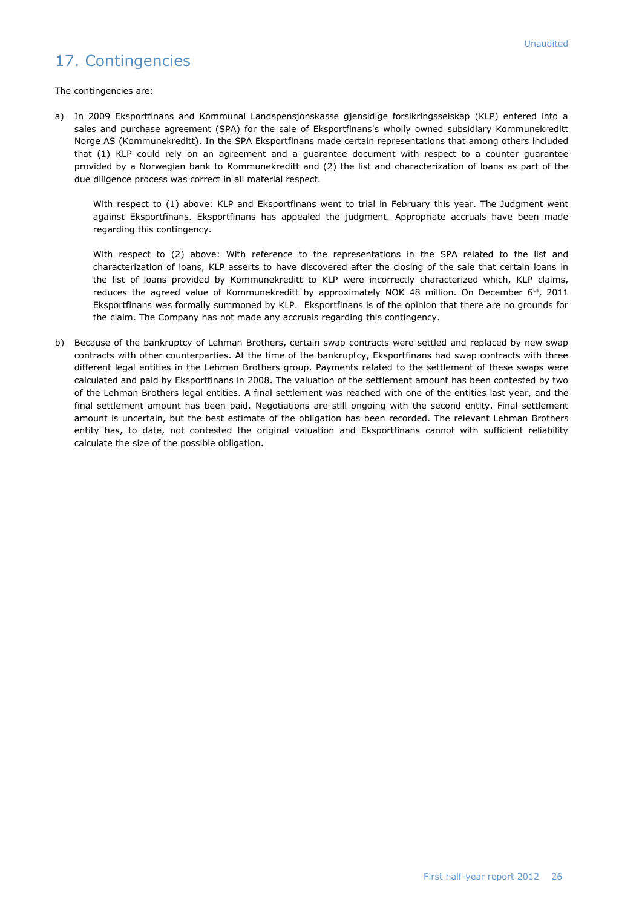# 17. Contingencies

The contingencies are:

a) In 2009 Eksportfinans and Kommunal Landspensjonskasse gjensidige forsikringsselskap (KLP) entered into a sales and purchase agreement (SPA) for the sale of Eksportfinans's wholly owned subsidiary Kommunekreditt Norge AS (Kommunekreditt). In the SPA Eksportfinans made certain representations that among others included that (1) KLP could rely on an agreement and a guarantee document with respect to a counter guarantee provided by a Norwegian bank to Kommunekreditt and (2) the list and characterization of loans as part of the due diligence process was correct in all material respect.

   With respect to (1) above: KLP and Eksportfinans went to trial in February this year. The Judgment went against Eksportfinans. Eksportfinans has appealed the judgment. Appropriate accruals have been made regarding this contingency.

   With respect to (2) above: With reference to the representations in the SPA related to the list and characterization of loans, KLP asserts to have discovered after the closing of the sale that certain loans in the list of loans provided by Kommunekreditt to KLP were incorrectly characterized which, KLP claims, reduces the agreed value of Kommunekreditt by approximately NOK 48 million. On December 6th, 2011 Eksportfinans was formally summoned by KLP. Eksportfinans is of the opinion that there are no grounds for the claim. The Company has not made any accruals regarding this contingency.

b) Because of the bankruptcy of Lehman Brothers, certain swap contracts were settled and replaced by new swap contracts with other counterparties. At the time of the bankruptcy, Eksportfinans had swap contracts with three different legal entities in the Lehman Brothers group. Payments related to the settlement of these swaps were calculated and paid by Eksportfinans in 2008. The valuation of the settlement amount has been contested by two of the Lehman Brothers legal entities. A final settlement was reached with one of the entities last year, and the final settlement amount has been paid. Negotiations are still ongoing with the second entity. Final settlement amount is uncertain, but the best estimate of the obligation has been recorded. The relevant Lehman Brothers entity has, to date, not contested the original valuation and Eksportfinans cannot with sufficient reliability calculate the size of the possible obligation.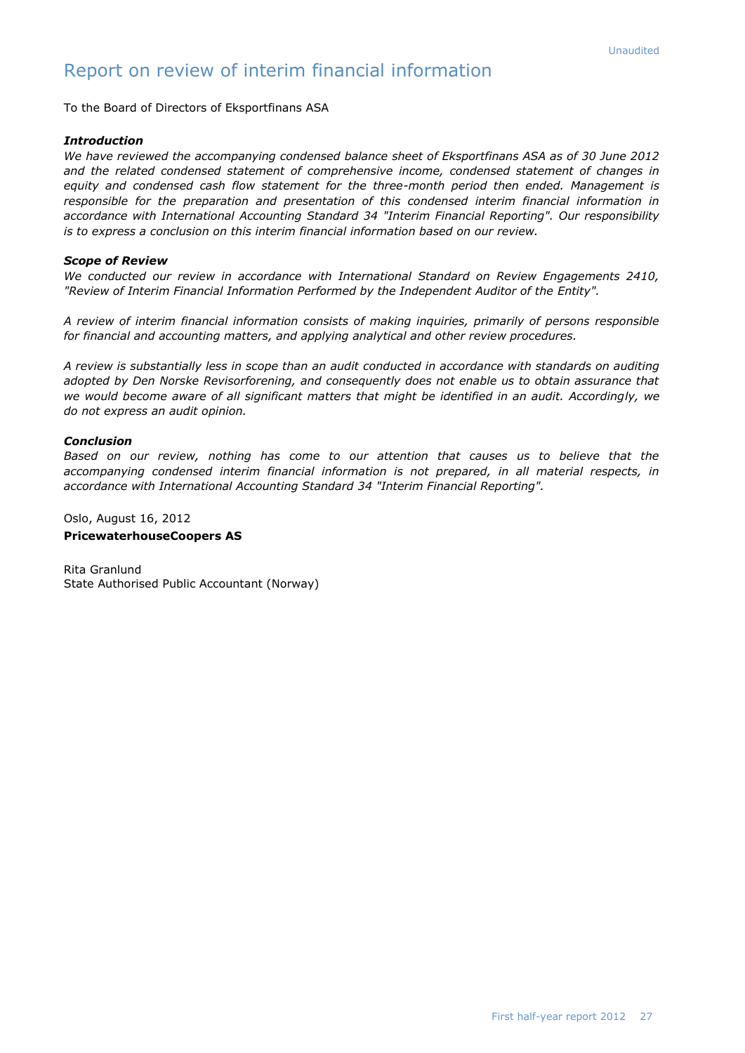Unaudited

# Report on review of interim financial information

To the Board of Directors of Eksportfinans ASA

***Introduction***

*We have reviewed the accompanying condensed balance sheet of Eksportfinans ASA as of 30 June 2012 and the related condensed statement of comprehensive income, condensed statement of changes in equity and condensed cash flow statement for the three-month period then ended. Management is responsible for the preparation and presentation of this condensed interim financial information in accordance with International Accounting Standard 34 "Interim Financial Reporting". Our responsibility is to express a conclusion on this interim financial information based on our review.*

***Scope of Review***

*We conducted our review in accordance with International Standard on Review Engagements 2410, "Review of Interim Financial Information Performed by the Independent Auditor of the Entity".*

*A review of interim financial information consists of making inquiries, primarily of persons responsible for financial and accounting matters, and applying analytical and other review procedures.*

*A review is substantially less in scope than an audit conducted in accordance with standards on auditing adopted by Den Norske Revisorforening, and consequently does not enable us to obtain assurance that we would become aware of all significant matters that might be identified in an audit. Accordingly, we do not express an audit opinion.*

***Conclusion***

*Based on our review, nothing has come to our attention that causes us to believe that the accompanying condensed interim financial information is not prepared, in all material respects, in accordance with International Accounting Standard 34 "Interim Financial Reporting".*

Oslo, August 16, 2012

**PricewaterhouseCoopers AS**

Rita Granlund
State Authorised Public Accountant (Norway)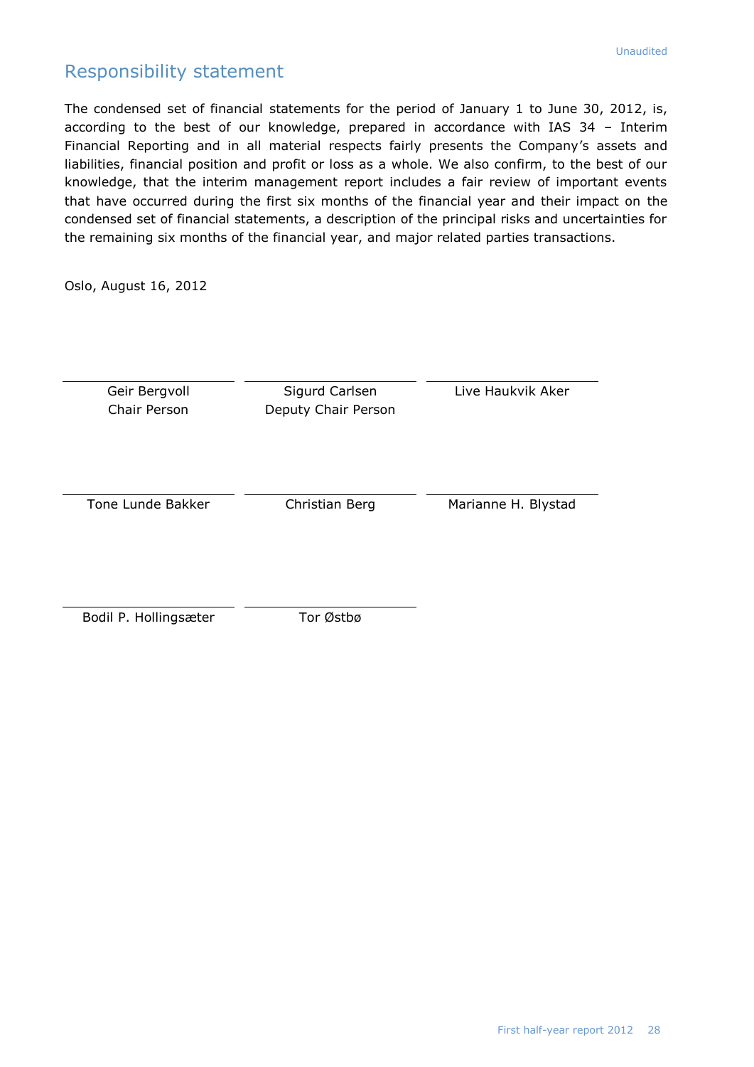Unaudited

# Responsibility statement

The condensed set of financial statements for the period of January 1 to June 30, 2012, is, according to the best of our knowledge, prepared in accordance with IAS 34 – Interim Financial Reporting and in all material respects fairly presents the Company's assets and liabilities, financial position and profit or loss as a whole. We also confirm, to the best of our knowledge, that the interim management report includes a fair review of important events that have occurred during the first six months of the financial year and their impact on the condensed set of financial statements, a description of the principal risks and uncertainties for the remaining six months of the financial year, and major related parties transactions.

Oslo, August 16, 2012

| | | |
|---|---|---|
| Geir Bergvoll<br>Chair Person | Sigurd Carlsen<br>Deputy Chair Person | Live Haukvik Aker |
| Tone Lunde Bakker | Christian Berg | Marianne H. Blystad |
| Bodil P. Hollingsæter | Tor Østbø | |